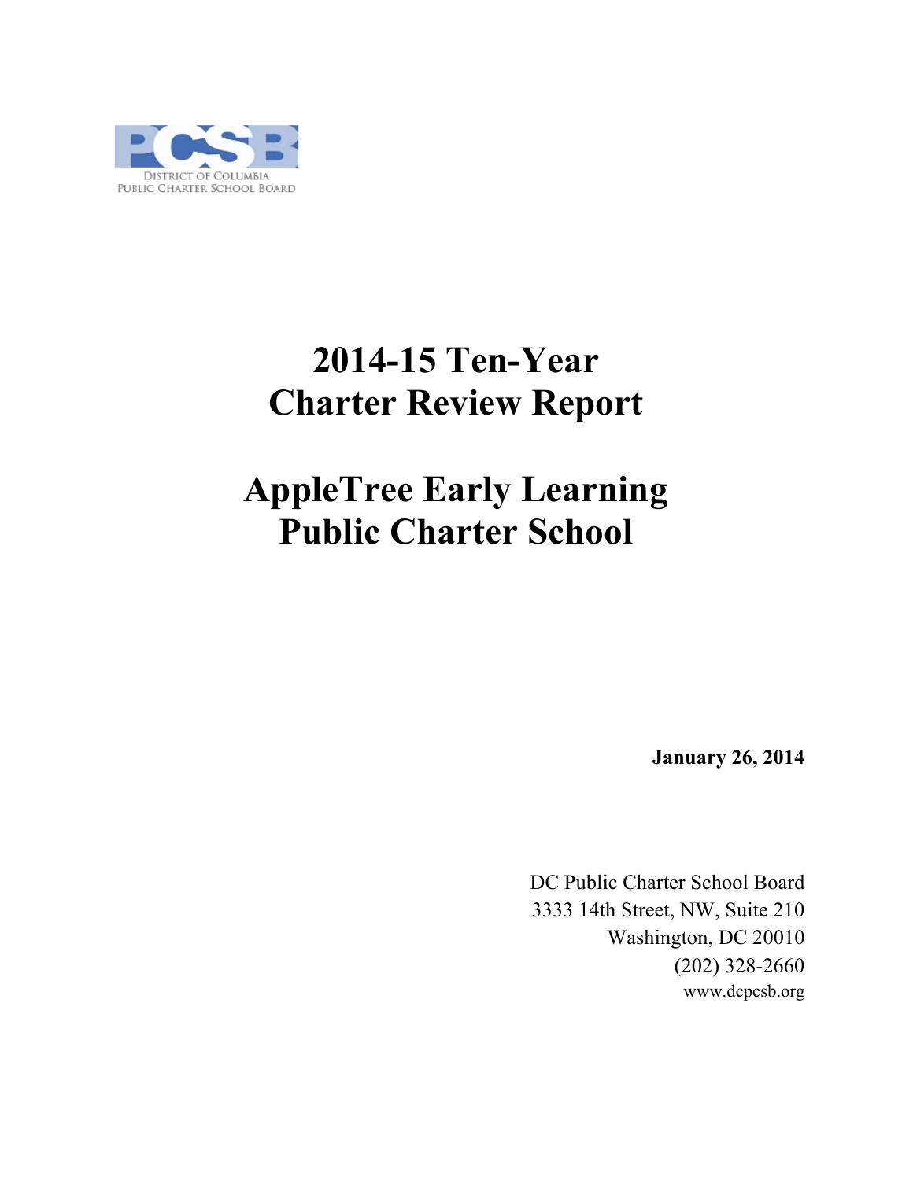PCSB

DISTRICT OF COLUMBIA
PUBLIC CHARTER SCHOOL BOARD

# 2014-15 Ten-Year Charter Review Report

# AppleTree Early Learning Public Charter School

**January 26, 2014**

DC Public Charter School Board
3333 14th Street, NW, Suite 210
Washington, DC 20010
(202) 328-2660
www.dcpcsb.org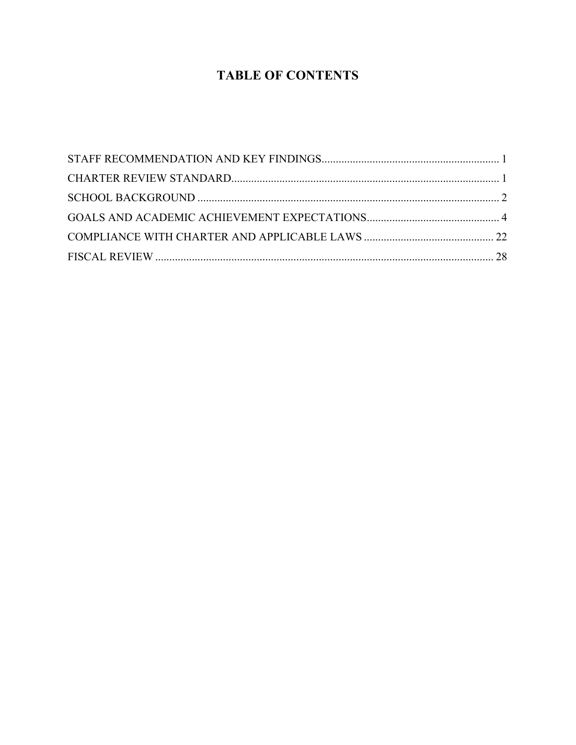# TABLE OF CONTENTS

| | |
|---|---|
| STAFF RECOMMENDATION AND KEY FINDINGS | 1 |
| CHARTER REVIEW STANDARD | 1 |
| SCHOOL BACKGROUND | 2 |
| GOALS AND ACADEMIC ACHIEVEMENT EXPECTATIONS | 4 |
| COMPLIANCE WITH CHARTER AND APPLICABLE LAWS | 22 |
| FISCAL REVIEW | 28 |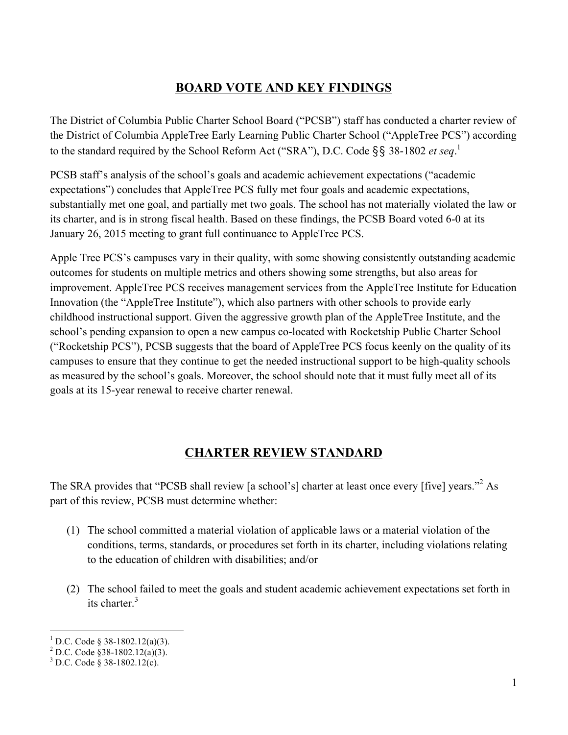## BOARD VOTE AND KEY FINDINGS

The District of Columbia Public Charter School Board ("PCSB") staff has conducted a charter review of the District of Columbia AppleTree Early Learning Public Charter School ("AppleTree PCS") according to the standard required by the School Reform Act ("SRA"), D.C. Code §§ 38-1802 *et seq*.[1]

PCSB staff's analysis of the school's goals and academic achievement expectations ("academic expectations") concludes that AppleTree PCS fully met four goals and academic expectations, substantially met one goal, and partially met two goals. The school has not materially violated the law or its charter, and is in strong fiscal health. Based on these findings, the PCSB Board voted 6-0 at its January 26, 2015 meeting to grant full continuance to AppleTree PCS.

Apple Tree PCS's campuses vary in their quality, with some showing consistently outstanding academic outcomes for students on multiple metrics and others showing some strengths, but also areas for improvement. AppleTree PCS receives management services from the AppleTree Institute for Education Innovation (the "AppleTree Institute"), which also partners with other schools to provide early childhood instructional support. Given the aggressive growth plan of the AppleTree Institute, and the school's pending expansion to open a new campus co-located with Rocketship Public Charter School ("Rocketship PCS"), PCSB suggests that the board of AppleTree PCS focus keenly on the quality of its campuses to ensure that they continue to get the needed instructional support to be high-quality schools as measured by the school's goals. Moreover, the school should note that it must fully meet all of its goals at its 15-year renewal to receive charter renewal.

## CHARTER REVIEW STANDARD

The SRA provides that "PCSB shall review [a school's] charter at least once every [five] years."[2] As part of this review, PCSB must determine whether:

(1) The school committed a material violation of applicable laws or a material violation of the conditions, terms, standards, or procedures set forth in its charter, including violations relating to the education of children with disabilities; and/or

(2) The school failed to meet the goals and student academic achievement expectations set forth in its charter.[3]

---

[1] D.C. Code § 38-1802.12(a)(3).
[2] D.C. Code §38-1802.12(a)(3).
[3] D.C. Code § 38-1802.12(c).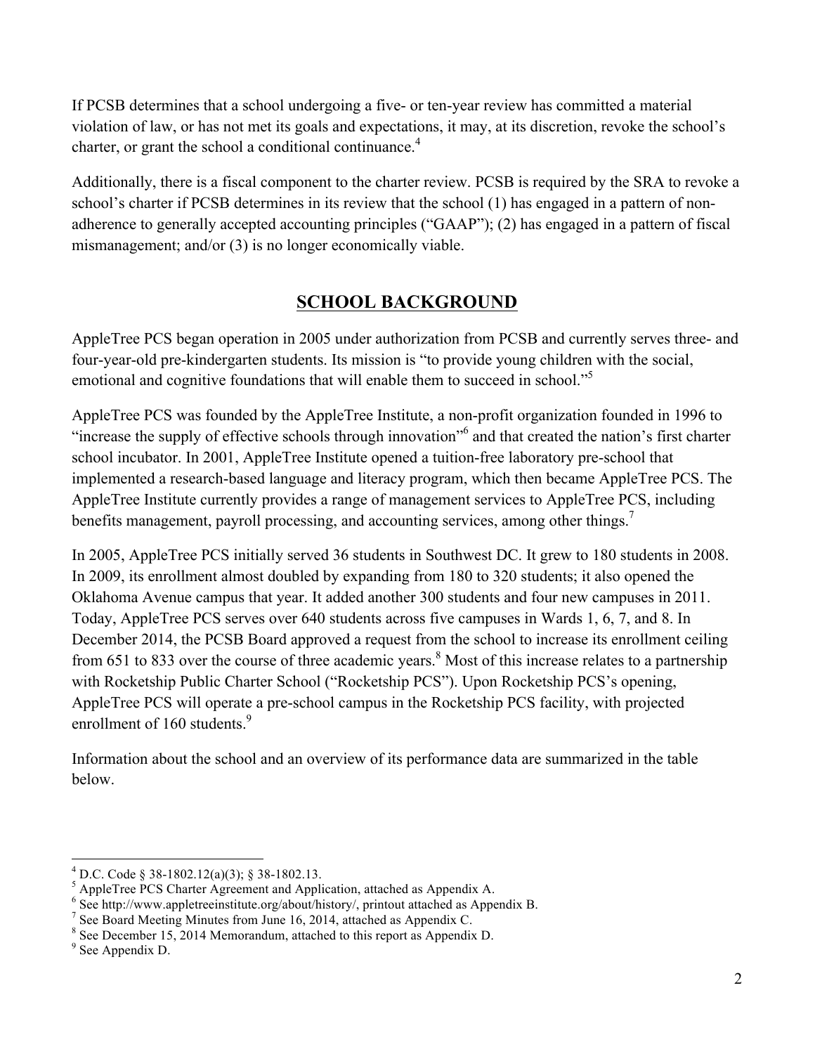If PCSB determines that a school undergoing a five- or ten-year review has committed a material violation of law, or has not met its goals and expectations, it may, at its discretion, revoke the school's charter, or grant the school a conditional continuance.[4]

Additionally, there is a fiscal component to the charter review. PCSB is required by the SRA to revoke a school's charter if PCSB determines in its review that the school (1) has engaged in a pattern of non-adherence to generally accepted accounting principles ("GAAP"); (2) has engaged in a pattern of fiscal mismanagement; and/or (3) is no longer economically viable.

## SCHOOL BACKGROUND

AppleTree PCS began operation in 2005 under authorization from PCSB and currently serves three- and four-year-old pre-kindergarten students. Its mission is "to provide young children with the social, emotional and cognitive foundations that will enable them to succeed in school."[5]

AppleTree PCS was founded by the AppleTree Institute, a non-profit organization founded in 1996 to "increase the supply of effective schools through innovation"[6] and that created the nation's first charter school incubator. In 2001, AppleTree Institute opened a tuition-free laboratory pre-school that implemented a research-based language and literacy program, which then became AppleTree PCS. The AppleTree Institute currently provides a range of management services to AppleTree PCS, including benefits management, payroll processing, and accounting services, among other things.[7]

In 2005, AppleTree PCS initially served 36 students in Southwest DC. It grew to 180 students in 2008. In 2009, its enrollment almost doubled by expanding from 180 to 320 students; it also opened the Oklahoma Avenue campus that year. It added another 300 students and four new campuses in 2011. Today, AppleTree PCS serves over 640 students across five campuses in Wards 1, 6, 7, and 8. In December 2014, the PCSB Board approved a request from the school to increase its enrollment ceiling from 651 to 833 over the course of three academic years.[8] Most of this increase relates to a partnership with Rocketship Public Charter School ("Rocketship PCS"). Upon Rocketship PCS's opening, AppleTree PCS will operate a pre-school campus in the Rocketship PCS facility, with projected enrollment of 160 students.[9]

Information about the school and an overview of its performance data are summarized in the table below.

---

[4] D.C. Code § 38-1802.12(a)(3); § 38-1802.13.

[5] AppleTree PCS Charter Agreement and Application, attached as Appendix A.

[6] See http://www.appletreeinstitute.org/about/history/, printout attached as Appendix B.

[7] See Board Meeting Minutes from June 16, 2014, attached as Appendix C.

[8] See December 15, 2014 Memorandum, attached to this report as Appendix D.

[9] See Appendix D.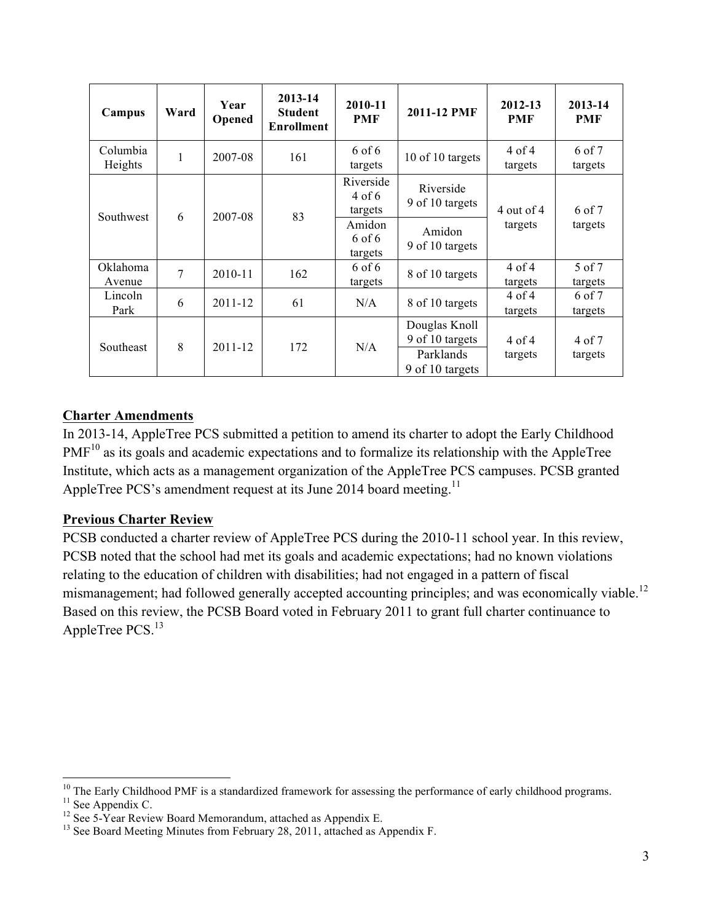| Campus | Ward | Year Opened | 2013-14 Student Enrollment | 2010-11 PMF | 2011-12 PMF | 2012-13 PMF | 2013-14 PMF |
|---|---|---|---|---|---|---|---|
| Columbia Heights | 1 | 2007-08 | 161 | 6 of 6 targets | 10 of 10 targets | 4 of 4 targets | 6 of 7 targets |
| Southwest | 6 | 2007-08 | 83 | Riverside 4 of 6 targets | Riverside 9 of 10 targets | 4 out of 4 targets | 6 of 7 targets |
| | | | | Amidon 6 of 6 targets | Amidon 9 of 10 targets | | |
| Oklahoma Avenue | 7 | 2010-11 | 162 | 6 of 6 targets | 8 of 10 targets | 4 of 4 targets | 5 of 7 targets |
| Lincoln Park | 6 | 2011-12 | 61 | N/A | 8 of 10 targets | 4 of 4 targets | 6 of 7 targets |
| Southeast | 8 | 2011-12 | 172 | N/A | Douglas Knoll 9 of 10 targets | 4 of 4 targets | 4 of 7 targets |
| | | | | | Parklands 9 of 10 targets | | |

**Charter Amendments**

In 2013-14, AppleTree PCS submitted a petition to amend its charter to adopt the Early Childhood PMF[10] as its goals and academic expectations and to formalize its relationship with the AppleTree Institute, which acts as a management organization of the AppleTree PCS campuses. PCSB granted AppleTree PCS's amendment request at its June 2014 board meeting.[11]

**Previous Charter Review**

PCSB conducted a charter review of AppleTree PCS during the 2010-11 school year. In this review, PCSB noted that the school had met its goals and academic expectations; had no known violations relating to the education of children with disabilities; had not engaged in a pattern of fiscal mismanagement; had followed generally accepted accounting principles; and was economically viable.[12] Based on this review, the PCSB Board voted in February 2011 to grant full charter continuance to AppleTree PCS.[13]

---

[10] The Early Childhood PMF is a standardized framework for assessing the performance of early childhood programs.

[11] See Appendix C.

[12] See 5-Year Review Board Memorandum, attached as Appendix E.

[13] See Board Meeting Minutes from February 28, 2011, attached as Appendix F.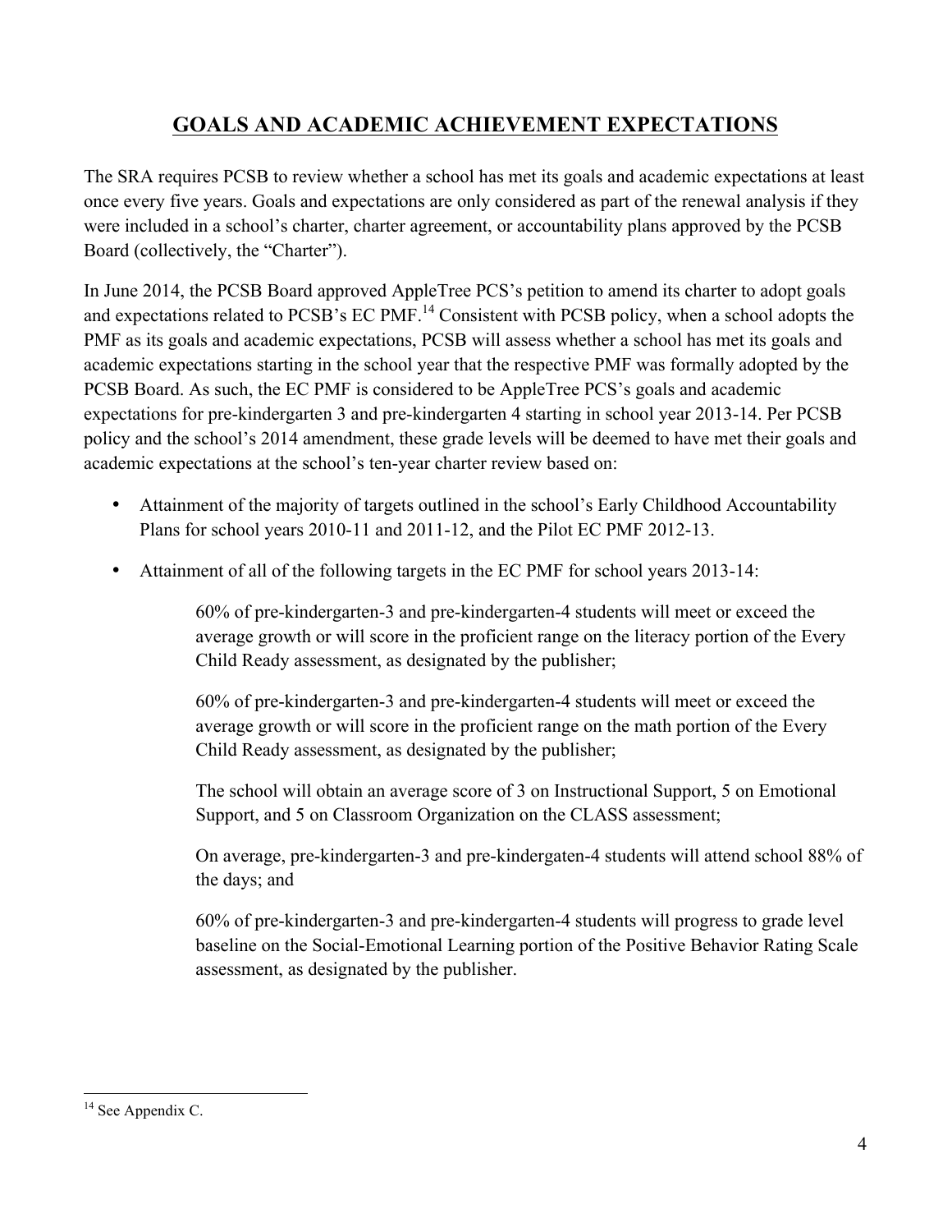# GOALS AND ACADEMIC ACHIEVEMENT EXPECTATIONS

The SRA requires PCSB to review whether a school has met its goals and academic expectations at least once every five years. Goals and expectations are only considered as part of the renewal analysis if they were included in a school's charter, charter agreement, or accountability plans approved by the PCSB Board (collectively, the "Charter").

In June 2014, the PCSB Board approved AppleTree PCS's petition to amend its charter to adopt goals and expectations related to PCSB's EC PMF.[14] Consistent with PCSB policy, when a school adopts the PMF as its goals and academic expectations, PCSB will assess whether a school has met its goals and academic expectations starting in the school year that the respective PMF was formally adopted by the PCSB Board. As such, the EC PMF is considered to be AppleTree PCS's goals and academic expectations for pre-kindergarten 3 and pre-kindergarten 4 starting in school year 2013-14. Per PCSB policy and the school's 2014 amendment, these grade levels will be deemed to have met their goals and academic expectations at the school's ten-year charter review based on:

- Attainment of the majority of targets outlined in the school's Early Childhood Accountability Plans for school years 2010-11 and 2011-12, and the Pilot EC PMF 2012-13.
- Attainment of all of the following targets in the EC PMF for school years 2013-14:

  60% of pre-kindergarten-3 and pre-kindergarten-4 students will meet or exceed the average growth or will score in the proficient range on the literacy portion of the Every Child Ready assessment, as designated by the publisher;

  60% of pre-kindergarten-3 and pre-kindergarten-4 students will meet or exceed the average growth or will score in the proficient range on the math portion of the Every Child Ready assessment, as designated by the publisher;

  The school will obtain an average score of 3 on Instructional Support, 5 on Emotional Support, and 5 on Classroom Organization on the CLASS assessment;

  On average, pre-kindergarten-3 and pre-kindergaten-4 students will attend school 88% of the days; and

  60% of pre-kindergarten-3 and pre-kindergarten-4 students will progress to grade level baseline on the Social-Emotional Learning portion of the Positive Behavior Rating Scale assessment, as designated by the publisher.

---

[14] See Appendix C.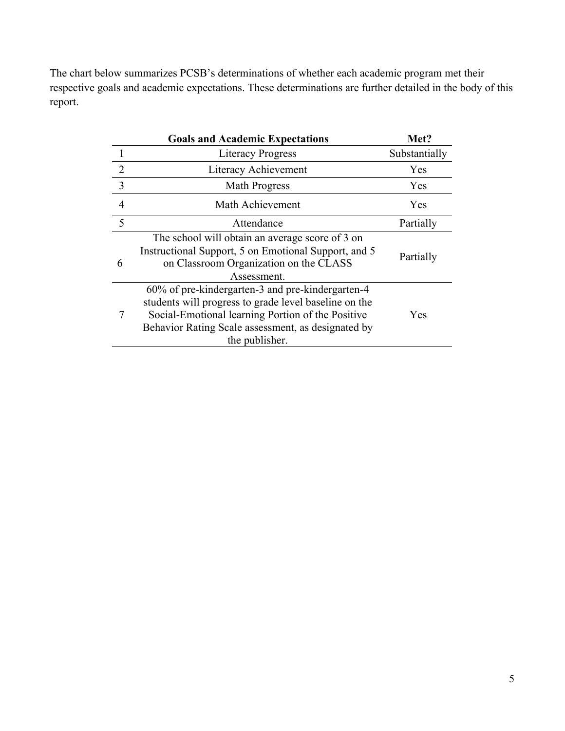The chart below summarizes PCSB's determinations of whether each academic program met their respective goals and academic expectations. These determinations are further detailed in the body of this report.

| | Goals and Academic Expectations | Met? |
|---|---|---|
| 1 | Literacy Progress | Substantially |
| 2 | Literacy Achievement | Yes |
| 3 | Math Progress | Yes |
| 4 | Math Achievement | Yes |
| 5 | Attendance | Partially |
| 6 | The school will obtain an average score of 3 on Instructional Support, 5 on Emotional Support, and 5 on Classroom Organization on the CLASS Assessment. | Partially |
| 7 | 60% of pre-kindergarten-3 and pre-kindergarten-4 students will progress to grade level baseline on the Social-Emotional learning Portion of the Positive Behavior Rating Scale assessment, as designated by the publisher. | Yes |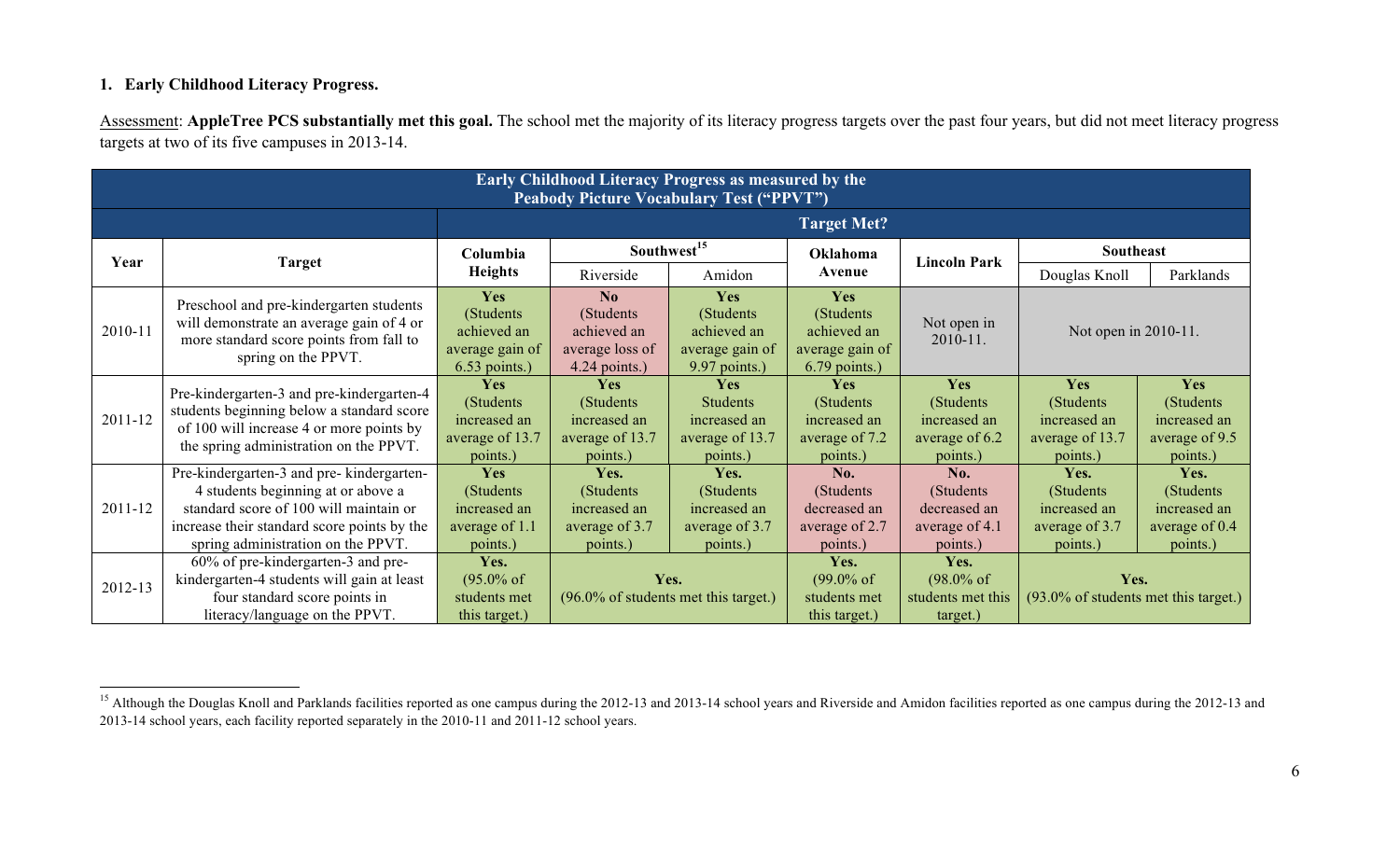1. **Early Childhood Literacy Progress.**

Assessment: **AppleTree PCS substantially met this goal.** The school met the majority of its literacy progress targets over the past four years, but did not meet literacy progress targets at two of its five campuses in 2013-14.

| Early Childhood Literacy Progress as measured by the Peabody Picture Vocabulary Test ("PPVT") | | | | | | | | |
|---|---|---|---|---|---|---|---|---|
| | | **Target Met?** | | | | | | |
| **Year** | **Target** | **Columbia Heights** | **Southwest[15]** | | **Oklahoma Avenue** | **Lincoln Park** | **Southeast** | |
| | | | Riverside | Amidon | | | Douglas Knoll | Parklands |
| 2010-11 | Preschool and pre-kindergarten students will demonstrate an average gain of 4 or more standard score points from fall to spring on the PPVT. | **Yes** (Students achieved an average gain of 6.53 points.) | **No** (Students achieved an average loss of 4.24 points.) | **Yes** (Students achieved an average gain of 9.97 points.) | **Yes** (Students achieved an average gain of 6.79 points.) | Not open in 2010-11. | Not open in 2010-11. | |
| 2011-12 | Pre-kindergarten-3 and pre-kindergarten-4 students beginning below a standard score of 100 will increase 4 or more points by the spring administration on the PPVT. | **Yes** (Students increased an average of 13.7 points.) | **Yes** (Students increased an average of 13.7 points.) | **Yes** Students increased an average of 13.7 points.) | **Yes** (Students increased an average of 7.2 points.) | **Yes** (Students increased an average of 6.2 points.) | **Yes** (Students increased an average of 13.7 points.) | **Yes** (Students increased an average of 9.5 points.) |
| 2011-12 | Pre-kindergarten-3 and pre- kindergarten-4 students beginning at or above a standard score of 100 will maintain or increase their standard score points by the spring administration on the PPVT. | **Yes** (Students increased an average of 1.1 points.) | **Yes.** (Students increased an average of 3.7 points.) | **Yes.** (Students increased an average of 3.7 points.) | **No.** (Students decreased an average of 2.7 points.) | **No.** (Students decreased an average of 4.1 points.) | **Yes.** (Students increased an average of 3.7 points.) | **Yes.** (Students increased an average of 0.4 points.) |
| 2012-13 | 60% of pre-kindergarten-3 and pre-kindergarten-4 students will gain at least four standard score points in literacy/language on the PPVT. | **Yes.** (95.0% of students met this target.) | **Yes.** (96.0% of students met this target.) | | **Yes.** (99.0% of students met this target.) | **Yes.** (98.0% of students met this target.) | **Yes.** (93.0% of students met this target.) | |

[15] Although the Douglas Knoll and Parklands facilities reported as one campus during the 2012-13 and 2013-14 school years and Riverside and Amidon facilities reported as one campus during the 2012-13 and 2013-14 school years, each facility reported separately in the 2010-11 and 2011-12 school years.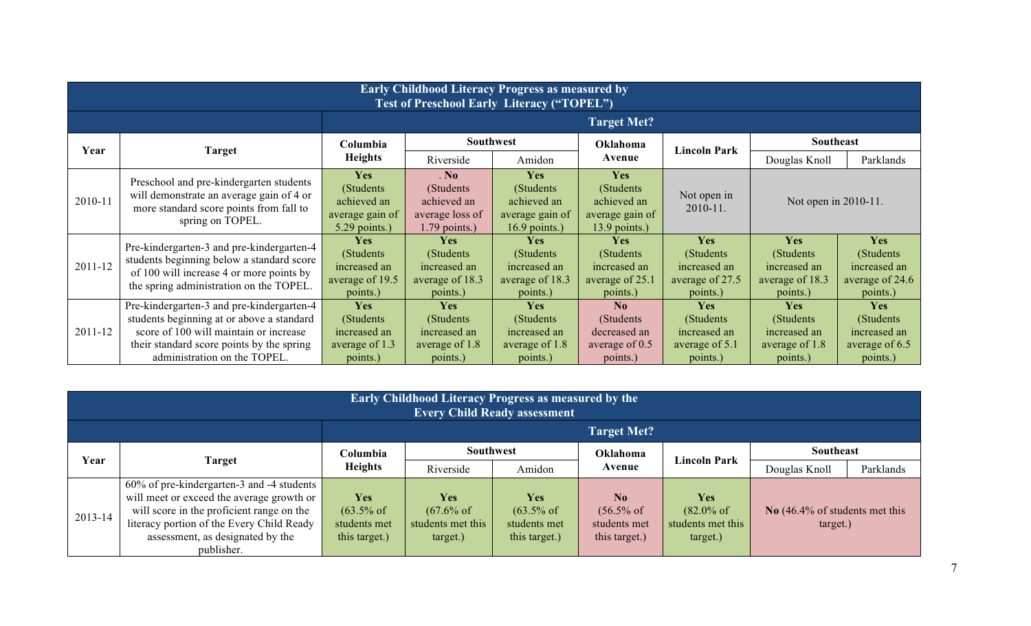| Early Childhood Literacy Progress as measured by Test of Preschool Early Literacy ("TOPEL") | | | | | | | | |
|---|---|---|---|---|---|---|---|---|
| | | **Target Met?** | | | | | | |
| **Year** | **Target** | **Columbia Heights** | **Southwest** | | **Oklahoma Avenue** | **Lincoln Park** | **Southeast** | |
| | | | Riverside | Amidon | | | Douglas Knoll | Parklands |
| 2010-11 | Preschool and pre-kindergarten students will demonstrate an average gain of 4 or more standard score points from fall to spring on TOPEL. | **Yes** (Students achieved an average gain of 5.29 points.) | . **No** (Students achieved an average loss of 1.79 points.) | **Yes** (Students achieved an average gain of 16.9 points.) | **Yes** (Students achieved an average gain of 13.9 points.) | Not open in 2010-11. | Not open in 2010-11. | |
| 2011-12 | Pre-kindergarten-3 and pre-kindergarten-4 students beginning below a standard score of 100 will increase 4 or more points by the spring administration on the TOPEL. | **Yes** (Students increased an average of 19.5 points.) | **Yes** (Students increased an average of 18.3 points.) | **Yes** (Students increased an average of 18.3 points.) | **Yes** (Students increased an average of 25.1 points.) | **Yes** (Students increased an average of 27.5 points.) | **Yes** (Students increased an average of 18.3 points.) | **Yes** (Students increased an average of 24.6 points.) |
| 2011-12 | Pre-kindergarten-3 and pre-kindergarten-4 students beginning at or above a standard score of 100 will maintain or increase their standard score points by the spring administration on the TOPEL. | **Yes** (Students increased an average of 1.3 points.) | **Yes** (Students increased an average of 1.8 points.) | **Yes** (Students increased an average of 1.8 points.) | **No** (Students decreased an average of 0.5 points.) | **Yes** (Students increased an average of 5.1 points.) | **Yes** (Students increased an average of 1.8 points.) | **Yes** (Students increased an average of 6.5 points.) |

| Early Childhood Literacy Progress as measured by the Every Child Ready assessment | | | | | | | | |
|---|---|---|---|---|---|---|---|---|
| | | **Target Met?** | | | | | | |
| **Year** | **Target** | **Columbia Heights** | **Southwest** | | **Oklahoma Avenue** | **Lincoln Park** | **Southeast** | |
| | | | Riverside | Amidon | | | Douglas Knoll | Parklands |
| 2013-14 | 60% of pre-kindergarten-3 and -4 students will meet or exceed the average growth or will score in the proficient range on the literacy portion of the Every Child Ready assessment, as designated by the publisher. | **Yes** (63.5% of students met this target.) | **Yes** (67.6% of students met this target.) | **Yes** (63.5% of students met this target.) | **No** (56.5% of students met this target.) | **Yes** (82.0% of students met this target.) | **No** (46.4% of students met this target.) | |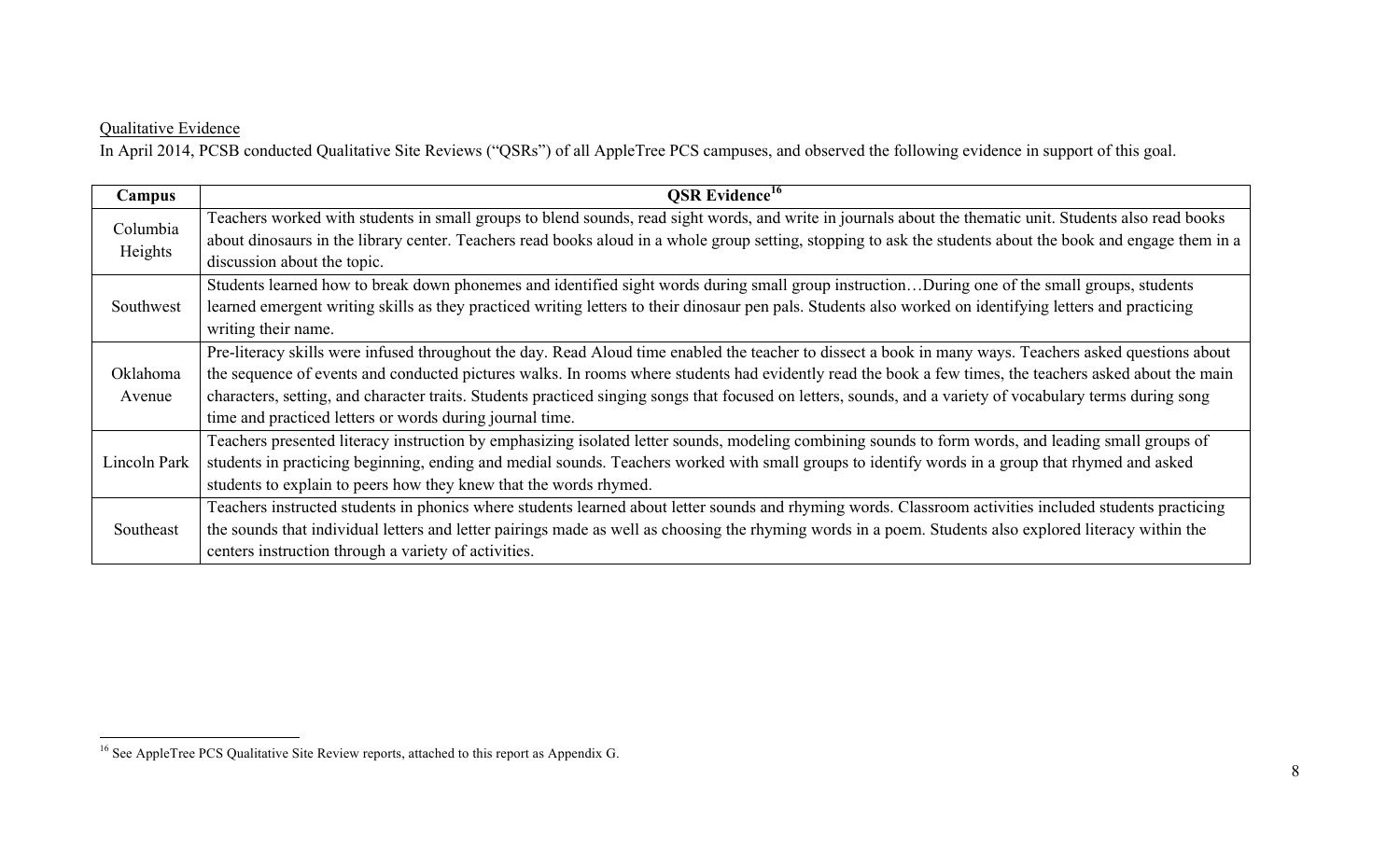Qualitative Evidence

In April 2014, PCSB conducted Qualitative Site Reviews ("QSRs") of all AppleTree PCS campuses, and observed the following evidence in support of this goal.

| Campus | QSR Evidence[16] |
|---|---|
| Columbia Heights | Teachers worked with students in small groups to blend sounds, read sight words, and write in journals about the thematic unit. Students also read books about dinosaurs in the library center. Teachers read books aloud in a whole group setting, stopping to ask the students about the book and engage them in a discussion about the topic. |
| Southwest | Students learned how to break down phonemes and identified sight words during small group instruction…During one of the small groups, students learned emergent writing skills as they practiced writing letters to their dinosaur pen pals. Students also worked on identifying letters and practicing writing their name. |
| Oklahoma Avenue | Pre-literacy skills were infused throughout the day. Read Aloud time enabled the teacher to dissect a book in many ways. Teachers asked questions about the sequence of events and conducted pictures walks. In rooms where students had evidently read the book a few times, the teachers asked about the main characters, setting, and character traits. Students practiced singing songs that focused on letters, sounds, and a variety of vocabulary terms during song time and practiced letters or words during journal time. |
| Lincoln Park | Teachers presented literacy instruction by emphasizing isolated letter sounds, modeling combining sounds to form words, and leading small groups of students in practicing beginning, ending and medial sounds. Teachers worked with small groups to identify words in a group that rhymed and asked students to explain to peers how they knew that the words rhymed. |
| Southeast | Teachers instructed students in phonics where students learned about letter sounds and rhyming words. Classroom activities included students practicing the sounds that individual letters and letter pairings made as well as choosing the rhyming words in a poem. Students also explored literacy within the centers instruction through a variety of activities. |

[16] See AppleTree PCS Qualitative Site Review reports, attached to this report as Appendix G.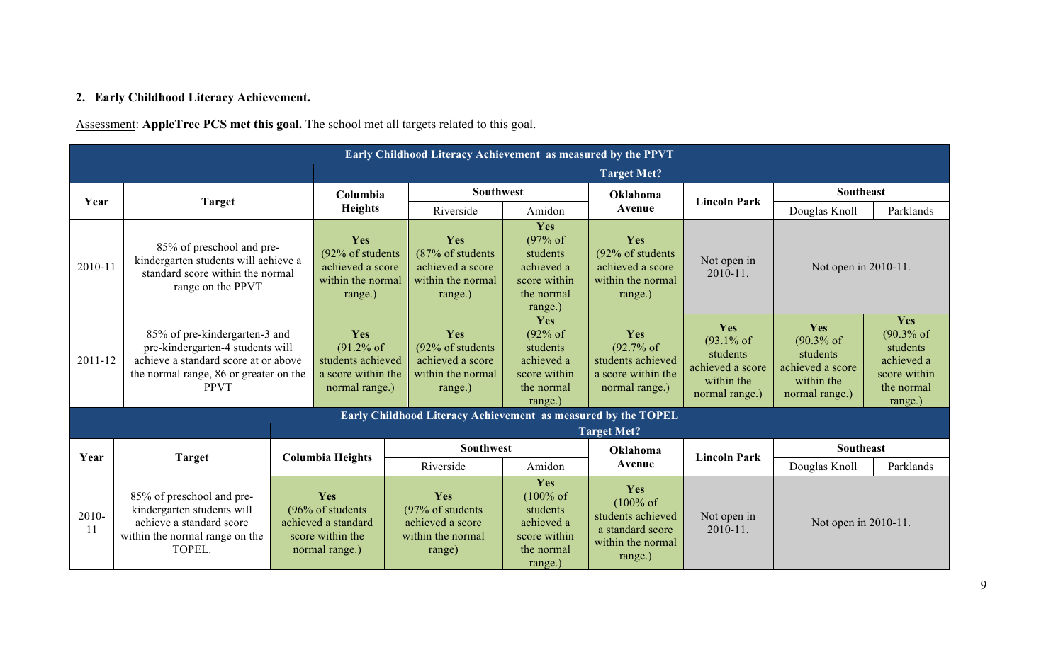**2. Early Childhood Literacy Achievement.**

Assessment: **AppleTree PCS met this goal.** The school met all targets related to this goal.

| Early Childhood Literacy Achievement as measured by the PPVT | | | | | | | | |
|---|---|---|---|---|---|---|---|---|
| | | Target Met? | | | | | | |
| Year | Target | Columbia Heights | Southwest | | Oklahoma Avenue | Lincoln Park | Southeast | |
| | | | Riverside | Amidon | | | Douglas Knoll | Parklands |
| 2010-11 | 85% of preschool and pre-kindergarten students will achieve a standard score within the normal range on the PPVT | **Yes** (92% of students achieved a score within the normal range.) | **Yes** (87% of students achieved a score within the normal range.) | **Yes** (97% of students achieved a score within the normal range.) | **Yes** (92% of students achieved a score within the normal range.) | Not open in 2010-11. | Not open in 2010-11. | |
| 2011-12 | 85% of pre-kindergarten-3 and pre-kindergarten-4 students will achieve a standard score at or above the normal range, 86 or greater on the PPVT | **Yes** (91.2% of students achieved a score within the normal range.) | **Yes** (92% of students achieved a score within the normal range.) | **Yes** (92% of students achieved a score within the normal range.) | **Yes** (92.7% of students achieved a score within the normal range.) | **Yes** (93.1% of students achieved a score within the normal range.) | **Yes** (90.3% of students achieved a score within the normal range.) | **Yes** (90.3% of students achieved a score within the normal range.) |

| Early Childhood Literacy Achievement as measured by the TOPEL | | | | | | | | |
|---|---|---|---|---|---|---|---|---|
| | | Target Met? | | | | | | |
| Year | Target | Columbia Heights | Southwest | | Oklahoma Avenue | Lincoln Park | Southeast | |
| | | | Riverside | Amidon | | | Douglas Knoll | Parklands |
| 2010-11 | 85% of preschool and pre-kindergarten students will achieve a standard score within the normal range on the TOPEL. | **Yes** (96% of students achieved a standard score within the normal range.) | **Yes** (97% of students achieved a score within the normal range) | **Yes** (100% of students achieved a score within the normal range.) | **Yes** (100% of students achieved a standard score within the normal range.) | Not open in 2010-11. | Not open in 2010-11. | |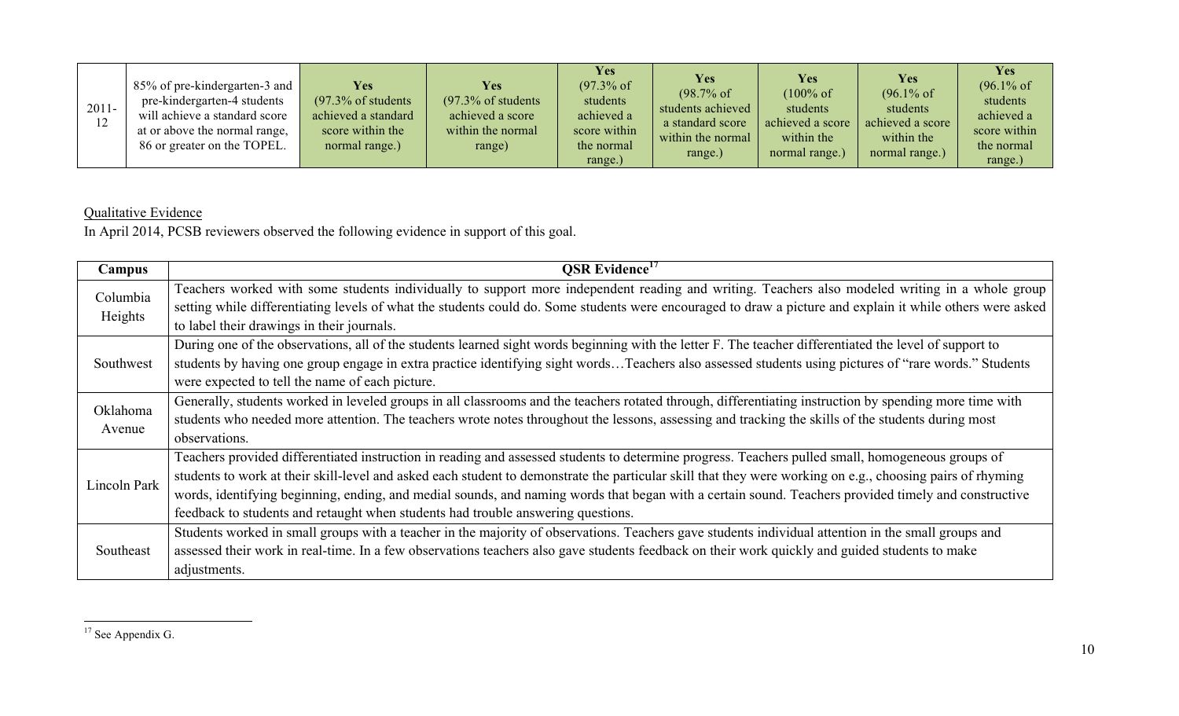| 2011-12 | 85% of pre-kindergarten-3 and pre-kindergarten-4 students will achieve a standard score at or above the normal range, 86 or greater on the TOPEL. | **Yes** (97.3% of students achieved a standard score within the normal range.) | **Yes** (97.3% of students achieved a score within the normal range) | **Yes** (97.3% of students achieved a score within the normal range.) | **Yes** (98.7% of students achieved a standard score within the normal range.) | **Yes** (100% of students achieved a score within the normal range.) | **Yes** (96.1% of students achieved a score within the normal range.) | **Yes** (96.1% of students achieved a score within the normal range.) |
|---|---|---|---|---|---|---|---|---|

Qualitative Evidence

In April 2014, PCSB reviewers observed the following evidence in support of this goal.

| Campus | QSR Evidence[17] |
|---|---|
| Columbia Heights | Teachers worked with some students individually to support more independent reading and writing. Teachers also modeled writing in a whole group setting while differentiating levels of what the students could do. Some students were encouraged to draw a picture and explain it while others were asked to label their drawings in their journals. |
| Southwest | During one of the observations, all of the students learned sight words beginning with the letter F. The teacher differentiated the level of support to students by having one group engage in extra practice identifying sight words…Teachers also assessed students using pictures of "rare words." Students were expected to tell the name of each picture. |
| Oklahoma Avenue | Generally, students worked in leveled groups in all classrooms and the teachers rotated through, differentiating instruction by spending more time with students who needed more attention. The teachers wrote notes throughout the lessons, assessing and tracking the skills of the students during most observations. |
| Lincoln Park | Teachers provided differentiated instruction in reading and assessed students to determine progress. Teachers pulled small, homogeneous groups of students to work at their skill-level and asked each student to demonstrate the particular skill that they were working on e.g., choosing pairs of rhyming words, identifying beginning, ending, and medial sounds, and naming words that began with a certain sound. Teachers provided timely and constructive feedback to students and retaught when students had trouble answering questions. |
| Southeast | Students worked in small groups with a teacher in the majority of observations. Teachers gave students individual attention in the small groups and assessed their work in real-time. In a few observations teachers also gave students feedback on their work quickly and guided students to make adjustments. |

[17] See Appendix G.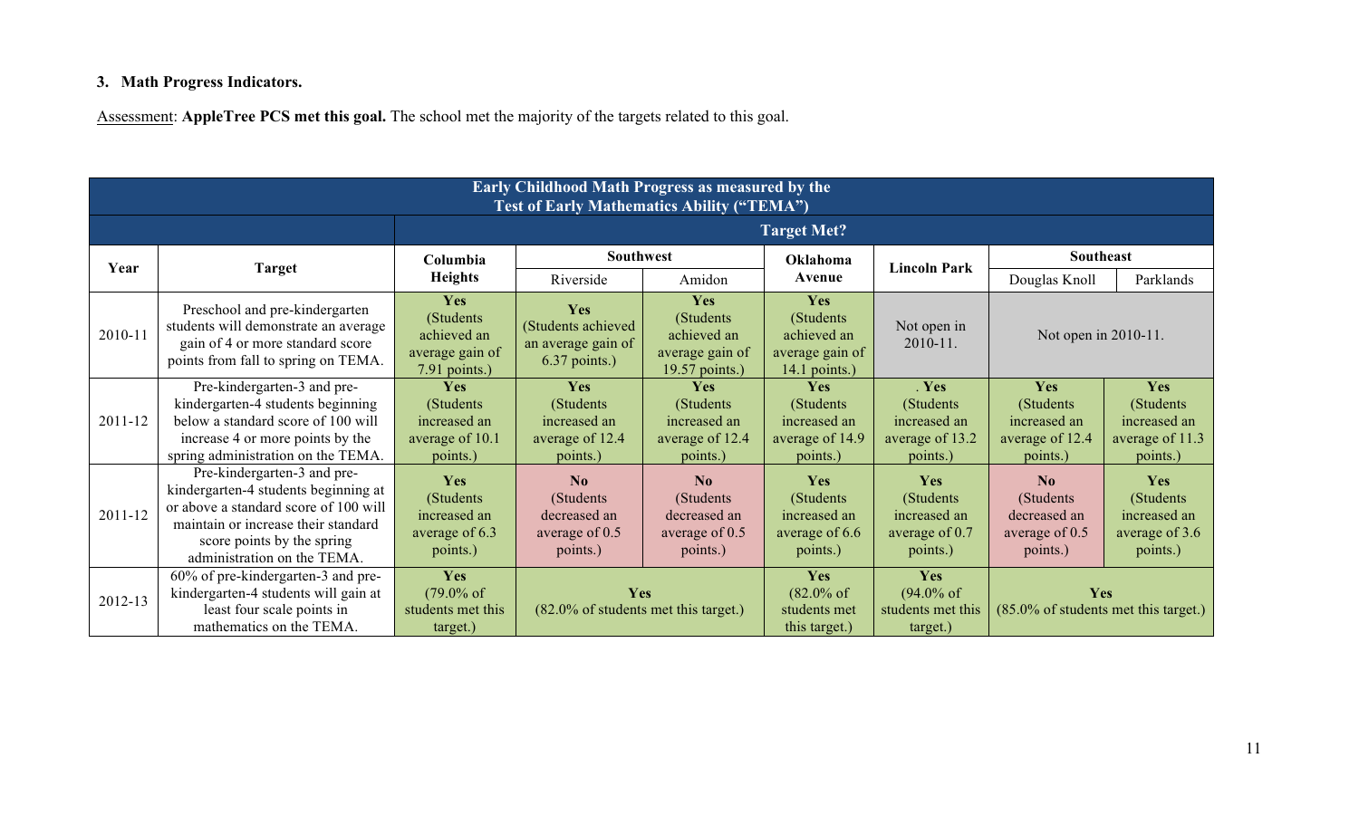### 3. Math Progress Indicators.

Assessment: **AppleTree PCS met this goal.** The school met the majority of the targets related to this goal.

| **Early Childhood Math Progress as measured by the Test of Early Mathematics Ability ("TEMA")** | | | | | | | | |
|---|---|---|---|---|---|---|---|---|
| | | **Target Met?** | | | | | | |
| **Year** | **Target** | **Columbia Heights** | **Southwest** | | **Oklahoma Avenue** | **Lincoln Park** | **Southeast** | |
| | | | Riverside | Amidon | | | Douglas Knoll | Parklands |
| 2010-11 | Preschool and pre-kindergarten students will demonstrate an average gain of 4 or more standard score points from fall to spring on TEMA. | **Yes** (Students achieved an average gain of 7.91 points.) | **Yes** (Students achieved an average gain of 6.37 points.) | **Yes** (Students achieved an average gain of 19.57 points.) | **Yes** (Students achieved an average gain of 14.1 points.) | Not open in 2010-11. | Not open in 2010-11. | |
| 2011-12 | Pre-kindergarten-3 and pre-kindergarten-4 students beginning below a standard score of 100 will increase 4 or more points by the spring administration on the TEMA. | **Yes** (Students increased an average of 10.1 points.) | **Yes** (Students increased an average of 12.4 points.) | **Yes** (Students increased an average of 12.4 points.) | **Yes** (Students increased an average of 14.9 points.) | **. Yes** (Students increased an average of 13.2 points.) | **Yes** (Students increased an average of 12.4 points.) | **Yes** (Students increased an average of 11.3 points.) |
| 2011-12 | Pre-kindergarten-3 and pre-kindergarten-4 students beginning at or above a standard score of 100 will maintain or increase their standard score points by the spring administration on the TEMA. | **Yes** (Students increased an average of 6.3 points.) | **No** (Students decreased an average of 0.5 points.) | **No** (Students decreased an average of 0.5 points.) | **Yes** (Students increased an average of 6.6 points.) | **Yes** (Students increased an average of 0.7 points.) | **No** (Students decreased an average of 0.5 points.) | **Yes** (Students increased an average of 3.6 points.) |
| 2012-13 | 60% of pre-kindergarten-3 and pre-kindergarten-4 students will gain at least four scale points in mathematics on the TEMA. | **Yes** (79.0% of students met this target.) | **Yes** (82.0% of students met this target.) | | **Yes** (82.0% of students met this target.) | **Yes** (94.0% of students met this target.) | **Yes** (85.0% of students met this target.) | |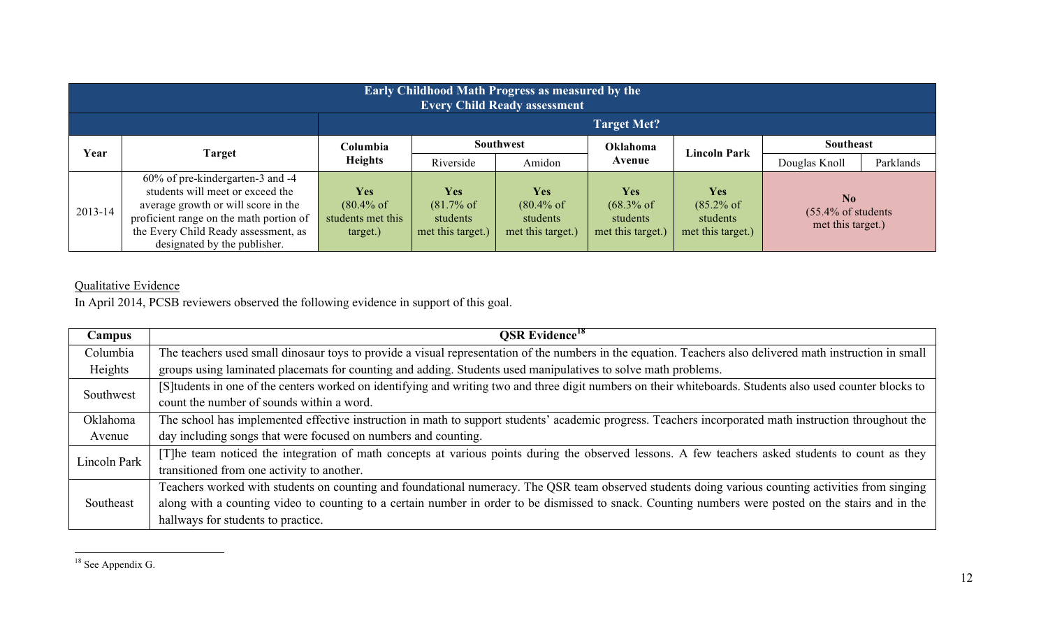| Early Childhood Math Progress as measured by the Every Child Ready assessment | | | | | | | | |
|---|---|---|---|---|---|---|---|---|
| | | **Target Met?** | | | | | | |
| **Year** | **Target** | **Columbia Heights** | **Southwest** | | **Oklahoma Avenue** | **Lincoln Park** | **Southeast** | |
| | | | Riverside | Amidon | | | Douglas Knoll | Parklands |
| 2013-14 | 60% of pre-kindergarten-3 and -4 students will meet or exceed the average growth or will score in the proficient range on the math portion of the Every Child Ready assessment, as designated by the publisher. | **Yes** (80.4% of students met this target.) | **Yes** (81.7% of students met this target.) | **Yes** (80.4% of students met this target.) | **Yes** (68.3% of students met this target.) | **Yes** (85.2% of students met this target.) | **No** (55.4% of students met this target.) | |

Qualitative Evidence

In April 2014, PCSB reviewers observed the following evidence in support of this goal.

| Campus | QSR Evidence[18] |
|---|---|
| Columbia Heights | The teachers used small dinosaur toys to provide a visual representation of the numbers in the equation. Teachers also delivered math instruction in small groups using laminated placemats for counting and adding. Students used manipulatives to solve math problems. |
| Southwest | [S]tudents in one of the centers worked on identifying and writing two and three digit numbers on their whiteboards. Students also used counter blocks to count the number of sounds within a word. |
| Oklahoma Avenue | The school has implemented effective instruction in math to support students' academic progress. Teachers incorporated math instruction throughout the day including songs that were focused on numbers and counting. |
| Lincoln Park | [T]he team noticed the integration of math concepts at various points during the observed lessons. A few teachers asked students to count as they transitioned from one activity to another. |
| Southeast | Teachers worked with students on counting and foundational numeracy. The QSR team observed students doing various counting activities from singing along with a counting video to counting to a certain number in order to be dismissed to snack. Counting numbers were posted on the stairs and in the hallways for students to practice. |

[18] See Appendix G.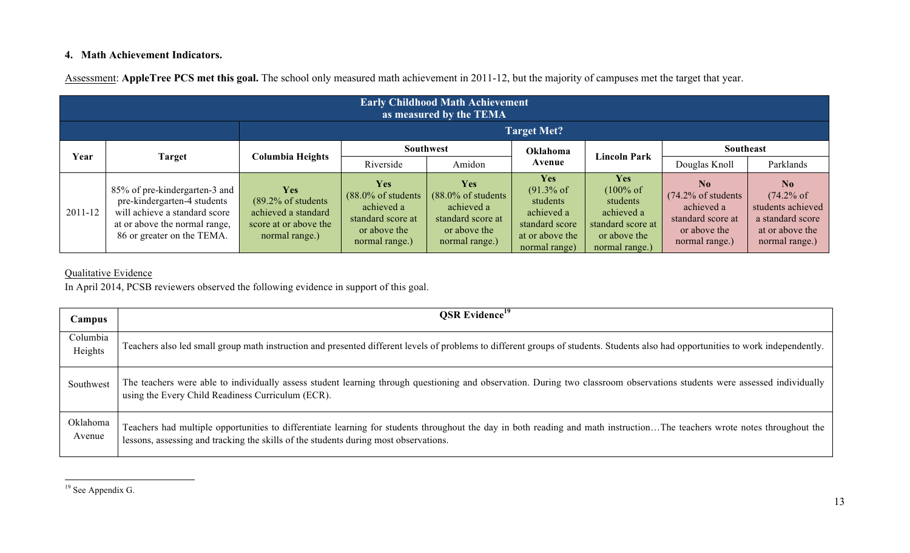#### 4. Math Achievement Indicators.

Assessment: **AppleTree PCS met this goal.** The school only measured math achievement in 2011-12, but the majority of campuses met the target that year.

| Early Childhood Math Achievement as measured by the TEMA | | | | | | | | |
|---|---|---|---|---|---|---|---|---|
| | | Target Met? | | | | | | |
| Year | Target | Columbia Heights | Southwest | | Oklahoma Avenue | Lincoln Park | Southeast | |
| | | | Riverside | Amidon | | | Douglas Knoll | Parklands |
| 2011-12 | 85% of pre-kindergarten-3 and pre-kindergarten-4 students will achieve a standard score at or above the normal range, 86 or greater on the TEMA. | **Yes** (89.2% of students achieved a standard score at or above the normal range.) | **Yes** (88.0% of students achieved a standard score at or above the normal range.) | **Yes** (88.0% of students achieved a standard score at or above the normal range.) | **Yes** (91.3% of students achieved a standard score at or above the normal range) | **Yes** (100% of students achieved a standard score at or above the normal range.) | **No** (74.2% of students achieved a standard score at or above the normal range.) | **No** (74.2% of students achieved a standard score at or above the normal range.) |

Qualitative Evidence

In April 2014, PCSB reviewers observed the following evidence in support of this goal.

| Campus | QSR Evidence[19] |
|---|---|
| Columbia Heights | Teachers also led small group math instruction and presented different levels of problems to different groups of students. Students also had opportunities to work independently. |
| Southwest | The teachers were able to individually assess student learning through questioning and observation. During two classroom observations students were assessed individually using the Every Child Readiness Curriculum (ECR). |
| Oklahoma Avenue | Teachers had multiple opportunities to differentiate learning for students throughout the day in both reading and math instruction…The teachers wrote notes throughout the lessons, assessing and tracking the skills of the students during most observations. |

[19] See Appendix G.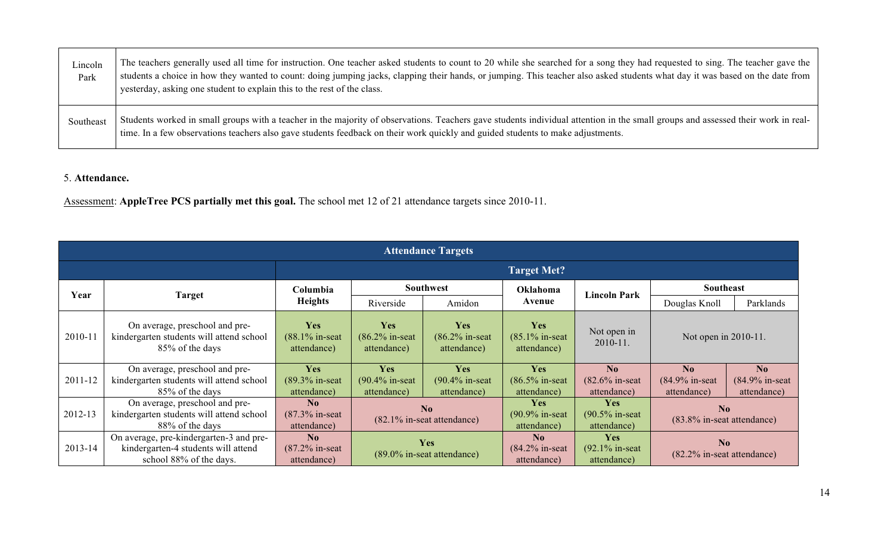| | |
|---|---|
| Lincoln Park | The teachers generally used all time for instruction. One teacher asked students to count to 20 while she searched for a song they had requested to sing. The teacher gave the students a choice in how they wanted to count: doing jumping jacks, clapping their hands, or jumping. This teacher also asked students what day it was based on the date from yesterday, asking one student to explain this to the rest of the class. |
| Southeast | Students worked in small groups with a teacher in the majority of observations. Teachers gave students individual attention in the small groups and assessed their work in real-time. In a few observations teachers also gave students feedback on their work quickly and guided students to make adjustments. |

5. **Attendance.**

Assessment: **AppleTree PCS partially met this goal.** The school met 12 of 21 attendance targets since 2010-11.

| Attendance Targets | | | | | | | | |
|---|---|---|---|---|---|---|---|---|
| | | **Target Met?** | | | | | | |
| **Year** | **Target** | **Columbia Heights** | **Southwest** | | **Oklahoma Avenue** | **Lincoln Park** | **Southeast** | |
| | | | Riverside | Amidon | | | Douglas Knoll | Parklands |
| 2010-11 | On average, preschool and pre-kindergarten students will attend school 85% of the days | **Yes** (88.1% in-seat attendance) | **Yes** (86.2% in-seat attendance) | **Yes** (86.2% in-seat attendance) | **Yes** (85.1% in-seat attendance) | Not open in 2010-11. | Not open in 2010-11. | |
| 2011-12 | On average, preschool and pre-kindergarten students will attend school 85% of the days | **Yes** (89.3% in-seat attendance) | **Yes** (90.4% in-seat attendance) | **Yes** (90.4% in-seat attendance) | **Yes** (86.5% in-seat attendance) | **No** (82.6% in-seat attendance) | **No** (84.9% in-seat attendance) | **No** (84.9% in-seat attendance) |
| 2012-13 | On average, preschool and pre-kindergarten students will attend school 88% of the days | **No** (87.3% in-seat attendance) | **No** (82.1% in-seat attendance) | | **Yes** (90.9% in-seat attendance) | **Yes** (90.5% in-seat attendance) | **No** (83.8% in-seat attendance) | |
| 2013-14 | On average, pre-kindergarten-3 and pre-kindergarten-4 students will attend school 88% of the days. | **No** (87.2% in-seat attendance) | **Yes** (89.0% in-seat attendance) | | **No** (84.2% in-seat attendance) | **Yes** (92.1% in-seat attendance) | **No** (82.2% in-seat attendance) | |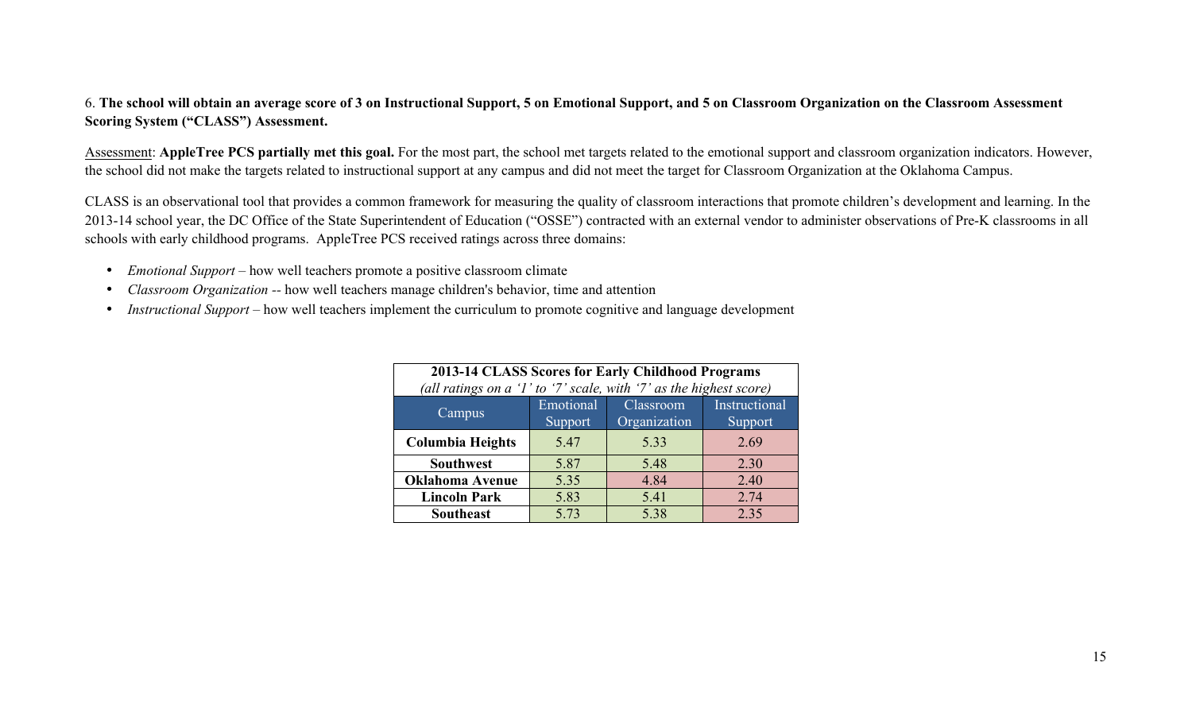6. **The school will obtain an average score of 3 on Instructional Support, 5 on Emotional Support, and 5 on Classroom Organization on the Classroom Assessment Scoring System ("CLASS") Assessment.**

Assessment: **AppleTree PCS partially met this goal.** For the most part, the school met targets related to the emotional support and classroom organization indicators. However, the school did not make the targets related to instructional support at any campus and did not meet the target for Classroom Organization at the Oklahoma Campus.

CLASS is an observational tool that provides a common framework for measuring the quality of classroom interactions that promote children's development and learning. In the 2013-14 school year, the DC Office of the State Superintendent of Education ("OSSE") contracted with an external vendor to administer observations of Pre-K classrooms in all schools with early childhood programs. AppleTree PCS received ratings across three domains:

- *Emotional Support* – how well teachers promote a positive classroom climate
- *Classroom Organization* -- how well teachers manage children's behavior, time and attention
- *Instructional Support* – how well teachers implement the curriculum to promote cognitive and language development

**2013-14 CLASS Scores for Early Childhood Programs**
*(all ratings on a '1' to '7' scale, with '7' as the highest score)*

| Campus | Emotional Support | Classroom Organization | Instructional Support |
|---|---|---|---|
| **Columbia Heights** | 5.47 | 5.33 | 2.69 |
| **Southwest** | 5.87 | 5.48 | 2.30 |
| **Oklahoma Avenue** | 5.35 | 4.84 | 2.40 |
| **Lincoln Park** | 5.83 | 5.41 | 2.74 |
| **Southeast** | 5.73 | 5.38 | 2.35 |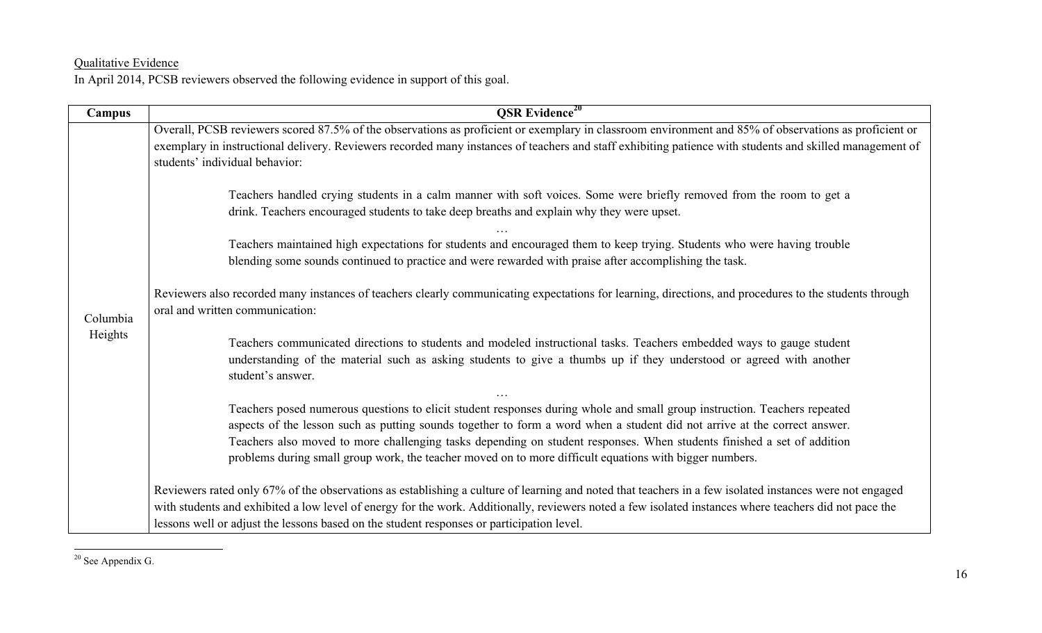Qualitative Evidence

In April 2014, PCSB reviewers observed the following evidence in support of this goal.

| Campus | QSR Evidence[20] |
| --- | --- |
| Columbia Heights | Overall, PCSB reviewers scored 87.5% of the observations as proficient or exemplary in classroom environment and 85% of observations as proficient or exemplary in instructional delivery. Reviewers recorded many instances of teachers and staff exhibiting patience with students and skilled management of students' individual behavior:<br><br>> Teachers handled crying students in a calm manner with soft voices. Some were briefly removed from the room to get a drink. Teachers encouraged students to take deep breaths and explain why they were upset.<br>> …<br>> Teachers maintained high expectations for students and encouraged them to keep trying. Students who were having trouble blending some sounds continued to practice and were rewarded with praise after accomplishing the task.<br><br>Reviewers also recorded many instances of teachers clearly communicating expectations for learning, directions, and procedures to the students through oral and written communication:<br><br>> Teachers communicated directions to students and modeled instructional tasks. Teachers embedded ways to gauge student understanding of the material such as asking students to give a thumbs up if they understood or agreed with another student's answer.<br>> …<br>> Teachers posed numerous questions to elicit student responses during whole and small group instruction. Teachers repeated aspects of the lesson such as putting sounds together to form a word when a student did not arrive at the correct answer. Teachers also moved to more challenging tasks depending on student responses. When students finished a set of addition problems during small group work, the teacher moved on to more difficult equations with bigger numbers.<br><br>Reviewers rated only 67% of the observations as establishing a culture of learning and noted that teachers in a few isolated instances were not engaged with students and exhibited a low level of energy for the work. Additionally, reviewers noted a few isolated instances where teachers did not pace the lessons well or adjust the lessons based on the student responses or participation level. |

[20] See Appendix G.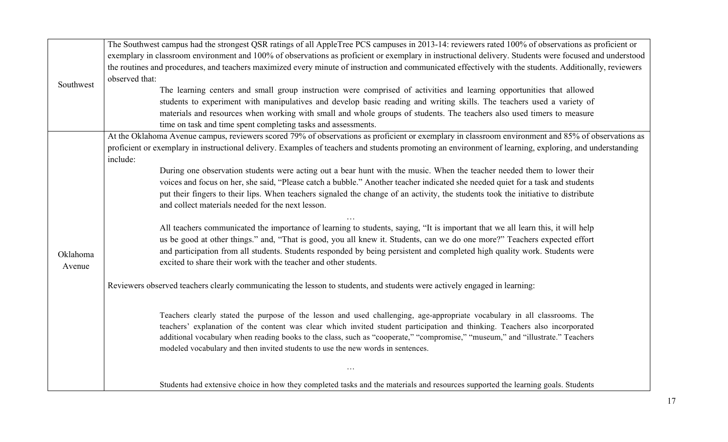| | |
|---|---|
| Southwest | The Southwest campus had the strongest QSR ratings of all AppleTree PCS campuses in 2013-14: reviewers rated 100% of observations as proficient or exemplary in classroom environment and 100% of observations as proficient or exemplary in instructional delivery. Students were focused and understood the routines and procedures, and teachers maximized every minute of instruction and communicated effectively with the students. Additionally, reviewers observed that:<br><br>> The learning centers and small group instruction were comprised of activities and learning opportunities that allowed students to experiment with manipulatives and develop basic reading and writing skills. The teachers used a variety of materials and resources when working with small and whole groups of students. The teachers also used timers to measure time on task and time spent completing tasks and assessments. |
| Oklahoma Avenue | At the Oklahoma Avenue campus, reviewers scored 79% of observations as proficient or exemplary in classroom environment and 85% of observations as proficient or exemplary in instructional delivery. Examples of teachers and students promoting an environment of learning, exploring, and understanding include:<br><br>> During one observation students were acting out a bear hunt with the music. When the teacher needed them to lower their voices and focus on her, she said, "Please catch a bubble." Another teacher indicated she needed quiet for a task and students put their fingers to their lips. When teachers signaled the change of an activity, the students took the initiative to distribute and collect materials needed for the next lesson.<br><br>…<br><br>> All teachers communicated the importance of learning to students, saying, "It is important that we all learn this, it will help us be good at other things." and, "That is good, you all knew it. Students, can we do one more?" Teachers expected effort and participation from all students. Students responded by being persistent and completed high quality work. Students were excited to share their work with the teacher and other students.<br><br>Reviewers observed teachers clearly communicating the lesson to students, and students were actively engaged in learning:<br><br>> Teachers clearly stated the purpose of the lesson and used challenging, age-appropriate vocabulary in all classrooms. The teachers' explanation of the content was clear which invited student participation and thinking. Teachers also incorporated additional vocabulary when reading books to the class, such as "cooperate," "compromise," "museum," and "illustrate." Teachers modeled vocabulary and then invited students to use the new words in sentences.<br><br>…<br><br>> Students had extensive choice in how they completed tasks and the materials and resources supported the learning goals. Students |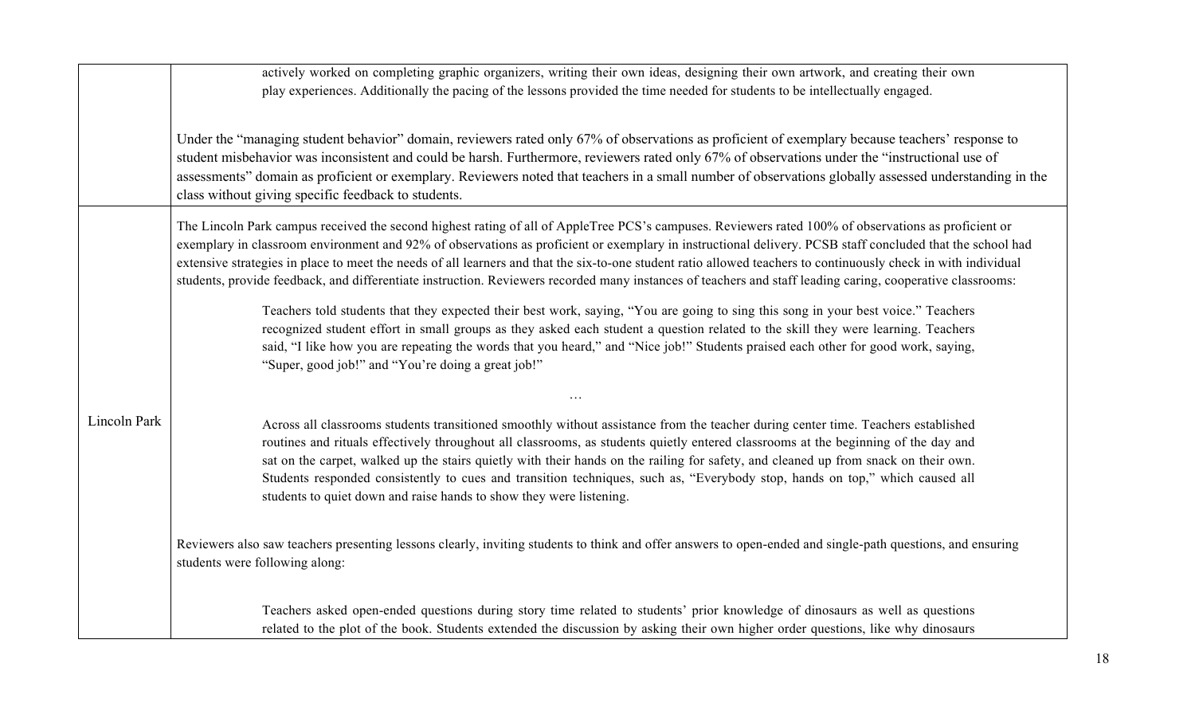| | |
|---|---|
| | actively worked on completing graphic organizers, writing their own ideas, designing their own artwork, and creating their own play experiences. Additionally the pacing of the lessons provided the time needed for students to be intellectually engaged.<br><br>Under the "managing student behavior" domain, reviewers rated only 67% of observations as proficient of exemplary because teachers' response to student misbehavior was inconsistent and could be harsh. Furthermore, reviewers rated only 67% of observations under the "instructional use of assessments" domain as proficient or exemplary. Reviewers noted that teachers in a small number of observations globally assessed understanding in the class without giving specific feedback to students. |
| Lincoln Park | The Lincoln Park campus received the second highest rating of all of AppleTree PCS's campuses. Reviewers rated 100% of observations as proficient or exemplary in classroom environment and 92% of observations as proficient or exemplary in instructional delivery. PCSB staff concluded that the school had extensive strategies in place to meet the needs of all learners and that the six-to-one student ratio allowed teachers to continuously check in with individual students, provide feedback, and differentiate instruction. Reviewers recorded many instances of teachers and staff leading caring, cooperative classrooms:<br><br>> Teachers told students that they expected their best work, saying, "You are going to sing this song in your best voice." Teachers recognized student effort in small groups as they asked each student a question related to the skill they were learning. Teachers said, "I like how you are repeating the words that you heard," and "Nice job!" Students praised each other for good work, saying, "Super, good job!" and "You're doing a great job!"<br><br>…<br><br>> Across all classrooms students transitioned smoothly without assistance from the teacher during center time. Teachers established routines and rituals effectively throughout all classrooms, as students quietly entered classrooms at the beginning of the day and sat on the carpet, walked up the stairs quietly with their hands on the railing for safety, and cleaned up from snack on their own. Students responded consistently to cues and transition techniques, such as, "Everybody stop, hands on top," which caused all students to quiet down and raise hands to show they were listening.<br><br>Reviewers also saw teachers presenting lessons clearly, inviting students to think and offer answers to open-ended and single-path questions, and ensuring students were following along:<br><br>> Teachers asked open-ended questions during story time related to students' prior knowledge of dinosaurs as well as questions related to the plot of the book. Students extended the discussion by asking their own higher order questions, like why dinosaurs |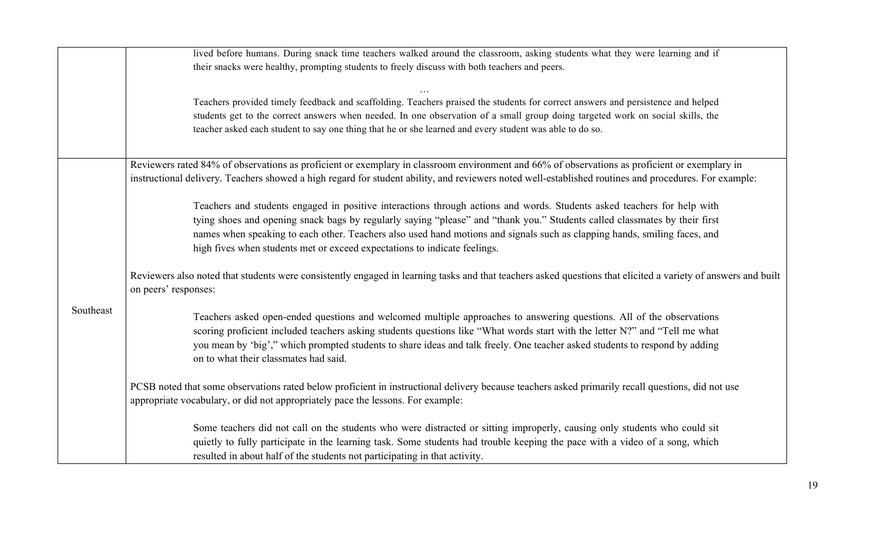| | |
|---|---|
| | lived before humans. During snack time teachers walked around the classroom, asking students what they were learning and if their snacks were healthy, prompting students to freely discuss with both teachers and peers.<br><br>…<br><br>Teachers provided timely feedback and scaffolding. Teachers praised the students for correct answers and persistence and helped students get to the correct answers when needed. In one observation of a small group doing targeted work on social skills, the teacher asked each student to say one thing that he or she learned and every student was able to do so. |
| Southeast | Reviewers rated 84% of observations as proficient or exemplary in classroom environment and 66% of observations as proficient or exemplary in instructional delivery. Teachers showed a high regard for student ability, and reviewers noted well-established routines and procedures. For example:<br><br>Teachers and students engaged in positive interactions through actions and words. Students asked teachers for help with tying shoes and opening snack bags by regularly saying "please" and "thank you." Students called classmates by their first names when speaking to each other. Teachers also used hand motions and signals such as clapping hands, smiling faces, and high fives when students met or exceed expectations to indicate feelings.<br><br>Reviewers also noted that students were consistently engaged in learning tasks and that teachers asked questions that elicited a variety of answers and built on peers' responses:<br><br>Teachers asked open-ended questions and welcomed multiple approaches to answering questions. All of the observations scoring proficient included teachers asking students questions like "What words start with the letter N?" and "Tell me what you mean by 'big'," which prompted students to share ideas and talk freely. One teacher asked students to respond by adding on to what their classmates had said.<br><br>PCSB noted that some observations rated below proficient in instructional delivery because teachers asked primarily recall questions, did not use appropriate vocabulary, or did not appropriately pace the lessons. For example:<br><br>Some teachers did not call on the students who were distracted or sitting improperly, causing only students who could sit quietly to fully participate in the learning task. Some students had trouble keeping the pace with a video of a song, which resulted in about half of the students not participating in that activity. |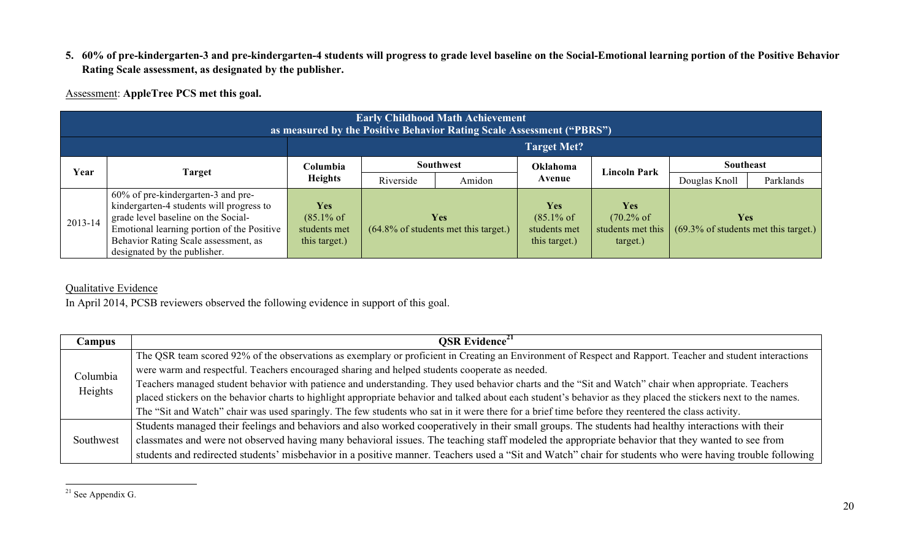5. **60% of pre-kindergarten-3 and pre-kindergarten-4 students will progress to grade level baseline on the Social-Emotional learning portion of the Positive Behavior Rating Scale assessment, as designated by the publisher.**

Assessment: **AppleTree PCS met this goal.**

| **Early Childhood Math Achievement as measured by the Positive Behavior Rating Scale Assessment ("PBRS")** | | | | | | | | |
|---|---|---|---|---|---|---|---|---|
| | | **Target Met?** | | | | | | |
| **Year** | **Target** | **Columbia Heights** | **Southwest** | | **Oklahoma Avenue** | **Lincoln Park** | **Southeast** | |
| | | | Riverside | Amidon | | | Douglas Knoll | Parklands |
| 2013-14 | 60% of pre-kindergarten-3 and pre-kindergarten-4 students will progress to grade level baseline on the Social-Emotional learning portion of the Positive Behavior Rating Scale assessment, as designated by the publisher. | **Yes** (85.1% of students met this target.) | **Yes** (64.8% of students met this target.) | | **Yes** (85.1% of students met this target.) | **Yes** (70.2% of students met this target.) | **Yes** (69.3% of students met this target.) | |

Qualitative Evidence

In April 2014, PCSB reviewers observed the following evidence in support of this goal.

| **Campus** | **QSR Evidence**[21] |
|---|---|
| Columbia Heights | The QSR team scored 92% of the observations as exemplary or proficient in Creating an Environment of Respect and Rapport. Teacher and student interactions were warm and respectful. Teachers encouraged sharing and helped students cooperate as needed. Teachers managed student behavior with patience and understanding. They used behavior charts and the "Sit and Watch" chair when appropriate. Teachers placed stickers on the behavior charts to highlight appropriate behavior and talked about each student's behavior as they placed the stickers next to the names. The "Sit and Watch" chair was used sparingly. The few students who sat in it were there for a brief time before they reentered the class activity. |
| Southwest | Students managed their feelings and behaviors and also worked cooperatively in their small groups. The students had healthy interactions with their classmates and were not observed having many behavioral issues. The teaching staff modeled the appropriate behavior that they wanted to see from students and redirected students' misbehavior in a positive manner. Teachers used a "Sit and Watch" chair for students who were having trouble following |

[21] See Appendix G.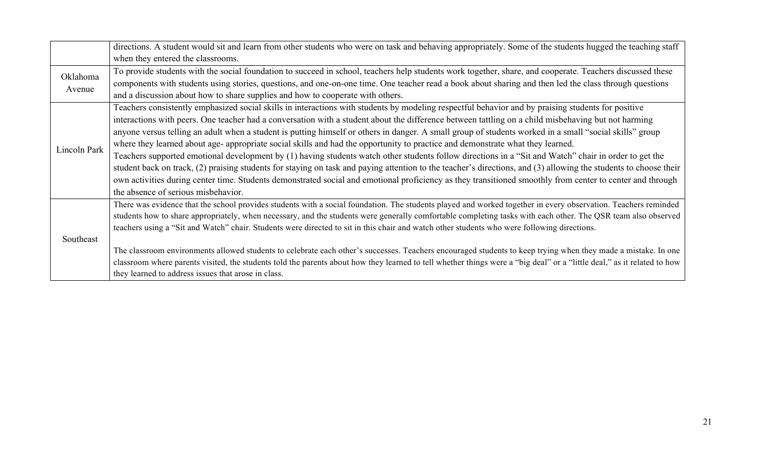| | |
|---|---|
| | directions. A student would sit and learn from other students who were on task and behaving appropriately. Some of the students hugged the teaching staff when they entered the classrooms. |
| Oklahoma Avenue | To provide students with the social foundation to succeed in school, teachers help students work together, share, and cooperate. Teachers discussed these components with students using stories, questions, and one-on-one time. One teacher read a book about sharing and then led the class through questions and a discussion about how to share supplies and how to cooperate with others. |
| Lincoln Park | Teachers consistently emphasized social skills in interactions with students by modeling respectful behavior and by praising students for positive interactions with peers. One teacher had a conversation with a student about the difference between tattling on a child misbehaving but not harming anyone versus telling an adult when a student is putting himself or others in danger. A small group of students worked in a small "social skills" group where they learned about age- appropriate social skills and had the opportunity to practice and demonstrate what they learned.<br>Teachers supported emotional development by (1) having students watch other students follow directions in a "Sit and Watch" chair in order to get the student back on track, (2) praising students for staying on task and paying attention to the teacher's directions, and (3) allowing the students to choose their own activities during center time. Students demonstrated social and emotional proficiency as they transitioned smoothly from center to center and through the absence of serious misbehavior. |
| Southeast | There was evidence that the school provides students with a social foundation. The students played and worked together in every observation. Teachers reminded students how to share appropriately, when necessary, and the students were generally comfortable completing tasks with each other. The QSR team also observed teachers using a "Sit and Watch" chair. Students were directed to sit in this chair and watch other students who were following directions.<br><br>The classroom environments allowed students to celebrate each other's successes. Teachers encouraged students to keep trying when they made a mistake. In one classroom where parents visited, the students told the parents about how they learned to tell whether things were a "big deal" or a "little deal," as it related to how they learned to address issues that arose in class. |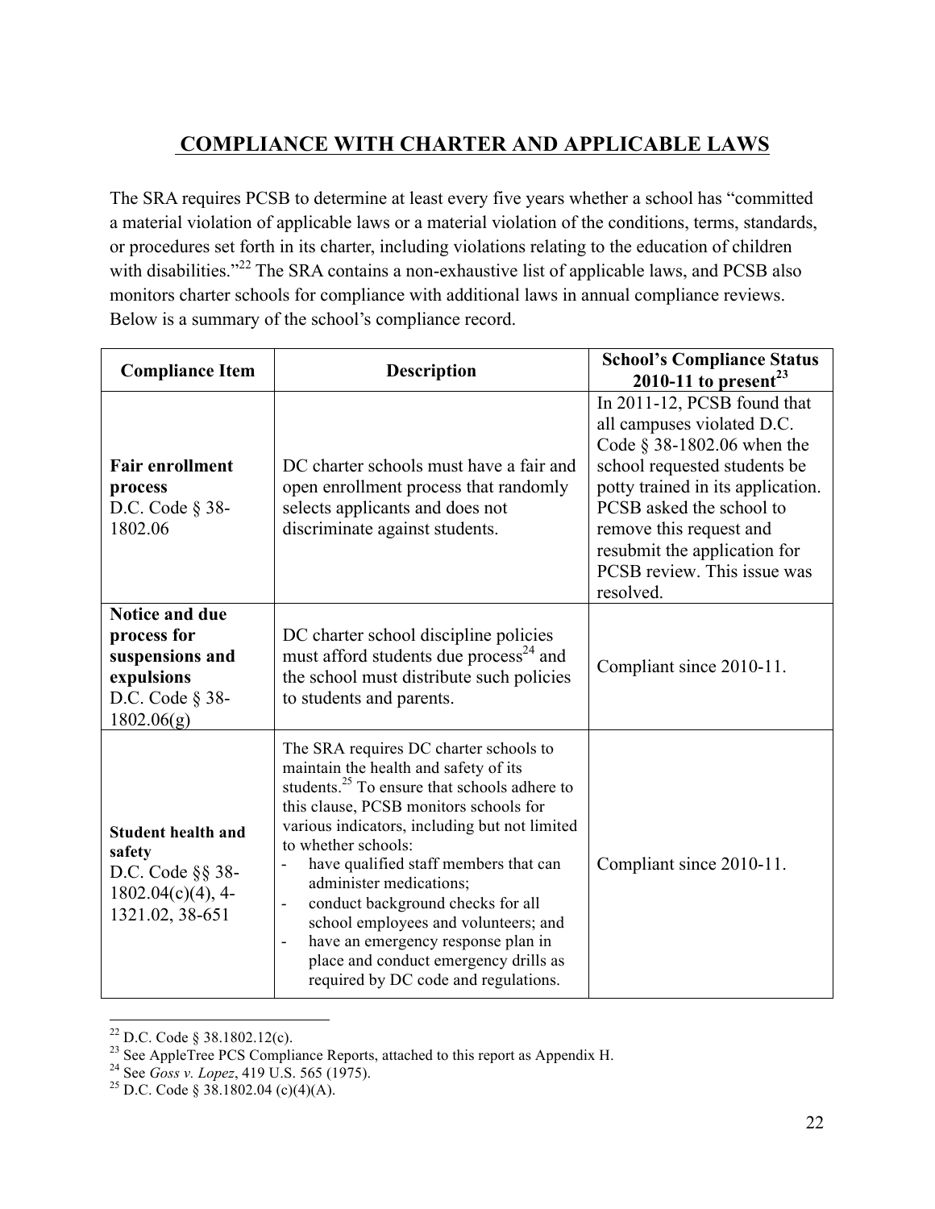## COMPLIANCE WITH CHARTER AND APPLICABLE LAWS

The SRA requires PCSB to determine at least every five years whether a school has "committed a material violation of applicable laws or a material violation of the conditions, terms, standards, or procedures set forth in its charter, including violations relating to the education of children with disabilities."[22] The SRA contains a non-exhaustive list of applicable laws, and PCSB also monitors charter schools for compliance with additional laws in annual compliance reviews. Below is a summary of the school's compliance record.

| Compliance Item | Description | School's Compliance Status 2010-11 to present[23] |
| --- | --- | --- |
| **Fair enrollment process** D.C. Code § 38-1802.06 | DC charter schools must have a fair and open enrollment process that randomly selects applicants and does not discriminate against students. | In 2011-12, PCSB found that all campuses violated D.C. Code § 38-1802.06 when the school requested students be potty trained in its application. PCSB asked the school to remove this request and resubmit the application for PCSB review. This issue was resolved. |
| **Notice and due process for suspensions and expulsions** D.C. Code § 38-1802.06(g) | DC charter school discipline policies must afford students due process[24] and the school must distribute such policies to students and parents. | Compliant since 2010-11. |
| **Student health and safety** D.C. Code §§ 38-1802.04(c)(4), 4-1321.02, 38-651 | The SRA requires DC charter schools to maintain the health and safety of its students.[25] To ensure that schools adhere to this clause, PCSB monitors schools for various indicators, including but not limited to whether schools: <br>- have qualified staff members that can administer medications; <br>- conduct background checks for all school employees and volunteers; and <br>- have an emergency response plan in place and conduct emergency drills as required by DC code and regulations. | Compliant since 2010-11. |

[22] D.C. Code § 38.1802.12(c).

[23] See AppleTree PCS Compliance Reports, attached to this report as Appendix H.

[24] See *Goss v. Lopez*, 419 U.S. 565 (1975).

[25] D.C. Code § 38.1802.04 (c)(4)(A).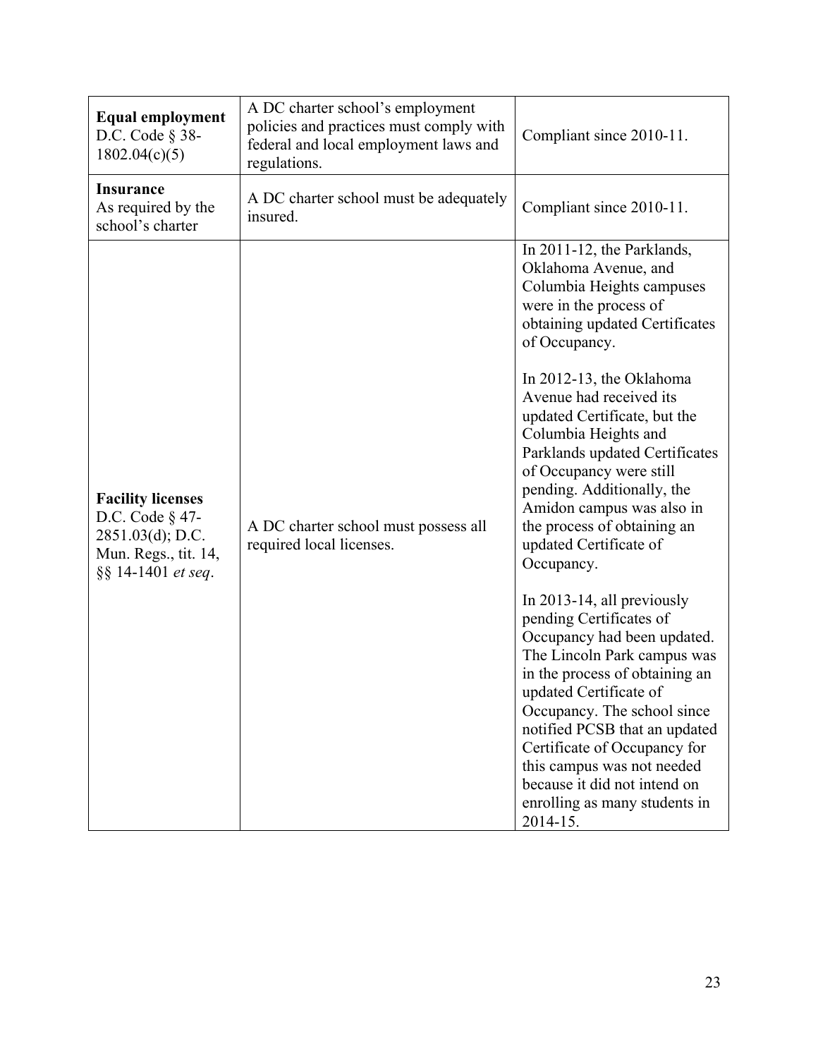| **Equal employment** D.C. Code § 38-1802.04(c)(5) | A DC charter school's employment policies and practices must comply with federal and local employment laws and regulations. | Compliant since 2010-11. |
|---|---|---|
| **Insurance** As required by the school's charter | A DC charter school must be adequately insured. | Compliant since 2010-11. |
| **Facility licenses** D.C. Code § 47-2851.03(d); D.C. Mun. Regs., tit. 14, §§ 14-1401 *et seq*. | A DC charter school must possess all required local licenses. | In 2011-12, the Parklands, Oklahoma Avenue, and Columbia Heights campuses were in the process of obtaining updated Certificates of Occupancy.<br><br>In 2012-13, the Oklahoma Avenue had received its updated Certificate, but the Columbia Heights and Parklands updated Certificates of Occupancy were still pending. Additionally, the Amidon campus was also in the process of obtaining an updated Certificate of Occupancy.<br><br>In 2013-14, all previously pending Certificates of Occupancy had been updated. The Lincoln Park campus was in the process of obtaining an updated Certificate of Occupancy. The school since notified PCSB that an updated Certificate of Occupancy for this campus was not needed because it did not intend on enrolling as many students in 2014-15. |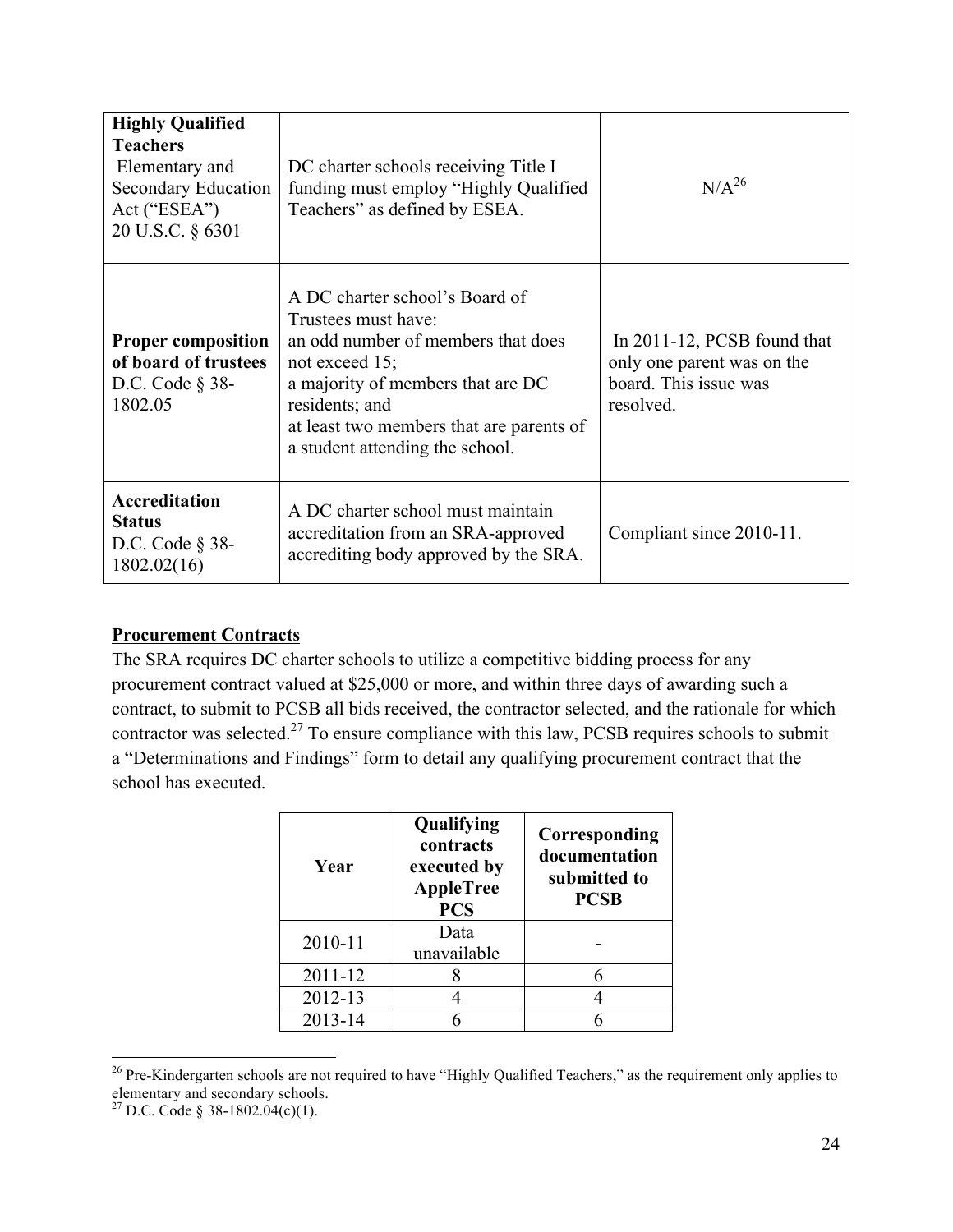| **Highly Qualified Teachers** Elementary and Secondary Education Act ("ESEA") 20 U.S.C. § 6301 | DC charter schools receiving Title I funding must employ "Highly Qualified Teachers" as defined by ESEA. | N/A[26] |
|---|---|---|
| **Proper composition of board of trustees** D.C. Code § 38-1802.05 | A DC charter school's Board of Trustees must have: an odd number of members that does not exceed 15; a majority of members that are DC residents; and at least two members that are parents of a student attending the school. | In 2011-12, PCSB found that only one parent was on the board. This issue was resolved. |
| **Accreditation Status** D.C. Code § 38-1802.02(16) | A DC charter school must maintain accreditation from an SRA-approved accrediting body approved by the SRA. | Compliant since 2010-11. |

**Procurement Contracts**

The SRA requires DC charter schools to utilize a competitive bidding process for any procurement contract valued at $25,000 or more, and within three days of awarding such a contract, to submit to PCSB all bids received, the contractor selected, and the rationale for which contractor was selected.[27] To ensure compliance with this law, PCSB requires schools to submit a "Determinations and Findings" form to detail any qualifying procurement contract that the school has executed.

| Year | Qualifying contracts executed by AppleTree PCS | Corresponding documentation submitted to PCSB |
|---|---|---|
| 2010-11 | Data unavailable | - |
| 2011-12 | 8 | 6 |
| 2012-13 | 4 | 4 |
| 2013-14 | 6 | 6 |

[26] Pre-Kindergarten schools are not required to have "Highly Qualified Teachers," as the requirement only applies to elementary and secondary schools.

[27] D.C. Code § 38-1802.04(c)(1).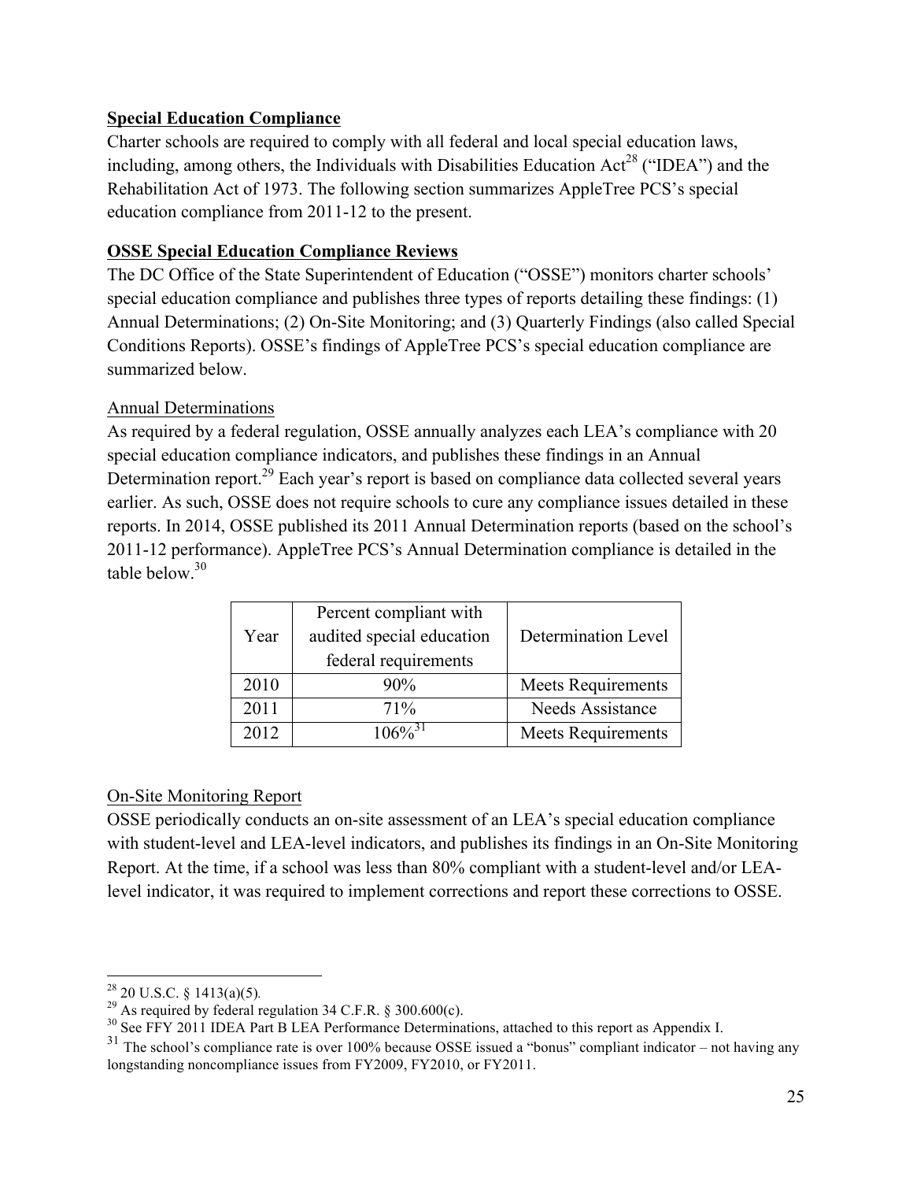**Special Education Compliance**

Charter schools are required to comply with all federal and local special education laws, including, among others, the Individuals with Disabilities Education Act[28] ("IDEA") and the Rehabilitation Act of 1973. The following section summarizes AppleTree PCS's special education compliance from 2011-12 to the present.

**OSSE Special Education Compliance Reviews**

The DC Office of the State Superintendent of Education ("OSSE") monitors charter schools' special education compliance and publishes three types of reports detailing these findings: (1) Annual Determinations; (2) On-Site Monitoring; and (3) Quarterly Findings (also called Special Conditions Reports). OSSE's findings of AppleTree PCS's special education compliance are summarized below.

Annual Determinations

As required by a federal regulation, OSSE annually analyzes each LEA's compliance with 20 special education compliance indicators, and publishes these findings in an Annual Determination report.[29] Each year's report is based on compliance data collected several years earlier. As such, OSSE does not require schools to cure any compliance issues detailed in these reports. In 2014, OSSE published its 2011 Annual Determination reports (based on the school's 2011-12 performance). AppleTree PCS's Annual Determination compliance is detailed in the table below.[30]

| Year | Percent compliant with audited special education federal requirements | Determination Level |
|---|---|---|
| 2010 | 90% | Meets Requirements |
| 2011 | 71% | Needs Assistance |
| 2012 | 106%[31] | Meets Requirements |

On-Site Monitoring Report

OSSE periodically conducts an on-site assessment of an LEA's special education compliance with student-level and LEA-level indicators, and publishes its findings in an On-Site Monitoring Report. At the time, if a school was less than 80% compliant with a student-level and/or LEA-level indicator, it was required to implement corrections and report these corrections to OSSE.

[28] 20 U.S.C. § 1413(a)(5).

[29] As required by federal regulation 34 C.F.R. § 300.600(c).

[30] See FFY 2011 IDEA Part B LEA Performance Determinations, attached to this report as Appendix I.

[31] The school's compliance rate is over 100% because OSSE issued a "bonus" compliant indicator – not having any longstanding noncompliance issues from FY2009, FY2010, or FY2011.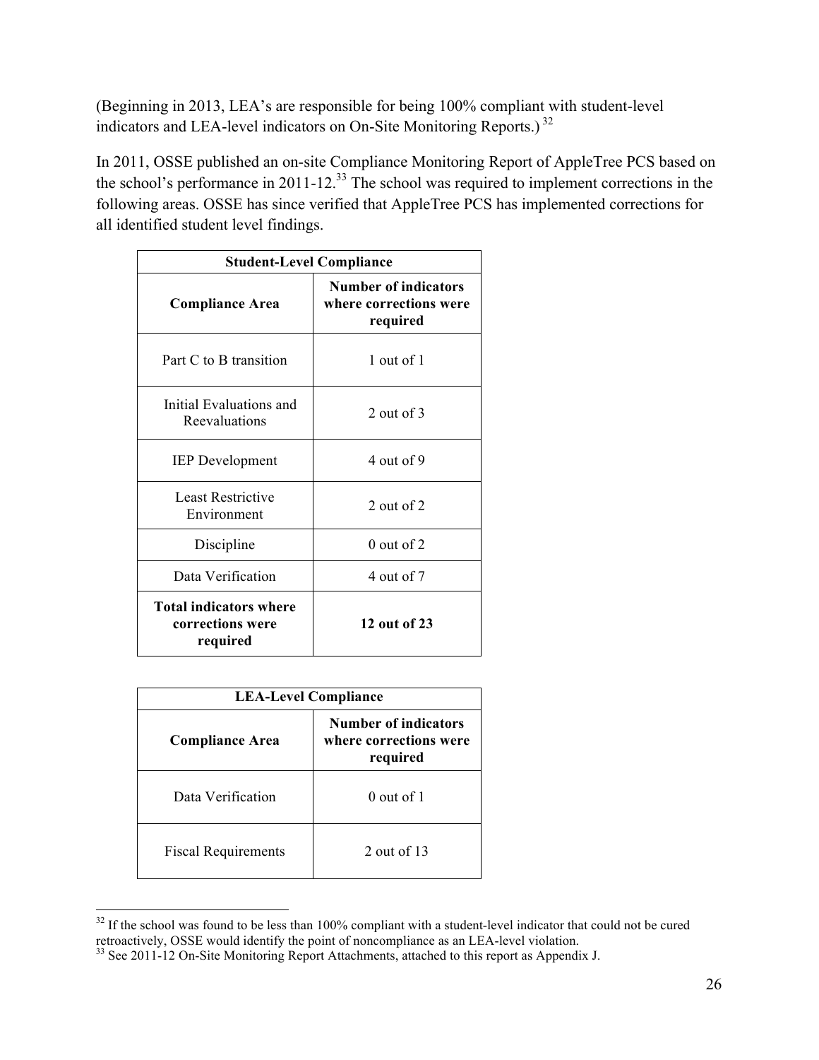(Beginning in 2013, LEA's are responsible for being 100% compliant with student-level indicators and LEA-level indicators on On-Site Monitoring Reports.)[32]

In 2011, OSSE published an on-site Compliance Monitoring Report of AppleTree PCS based on the school's performance in 2011-12.[33] The school was required to implement corrections in the following areas. OSSE has since verified that AppleTree PCS has implemented corrections for all identified student level findings.

| **Student-Level Compliance** | |
|---|---|
| **Compliance Area** | **Number of indicators where corrections were required** |
| Part C to B transition | 1 out of 1 |
| Initial Evaluations and Reevaluations | 2 out of 3 |
| IEP Development | 4 out of 9 |
| Least Restrictive Environment | 2 out of 2 |
| Discipline | 0 out of 2 |
| Data Verification | 4 out of 7 |
| **Total indicators where corrections were required** | **12 out of 23** |

| **LEA-Level Compliance** | |
|---|---|
| **Compliance Area** | **Number of indicators where corrections were required** |
| Data Verification | 0 out of 1 |
| Fiscal Requirements | 2 out of 13 |

[32] If the school was found to be less than 100% compliant with a student-level indicator that could not be cured retroactively, OSSE would identify the point of noncompliance as an LEA-level violation.

[33] See 2011-12 On-Site Monitoring Report Attachments, attached to this report as Appendix J.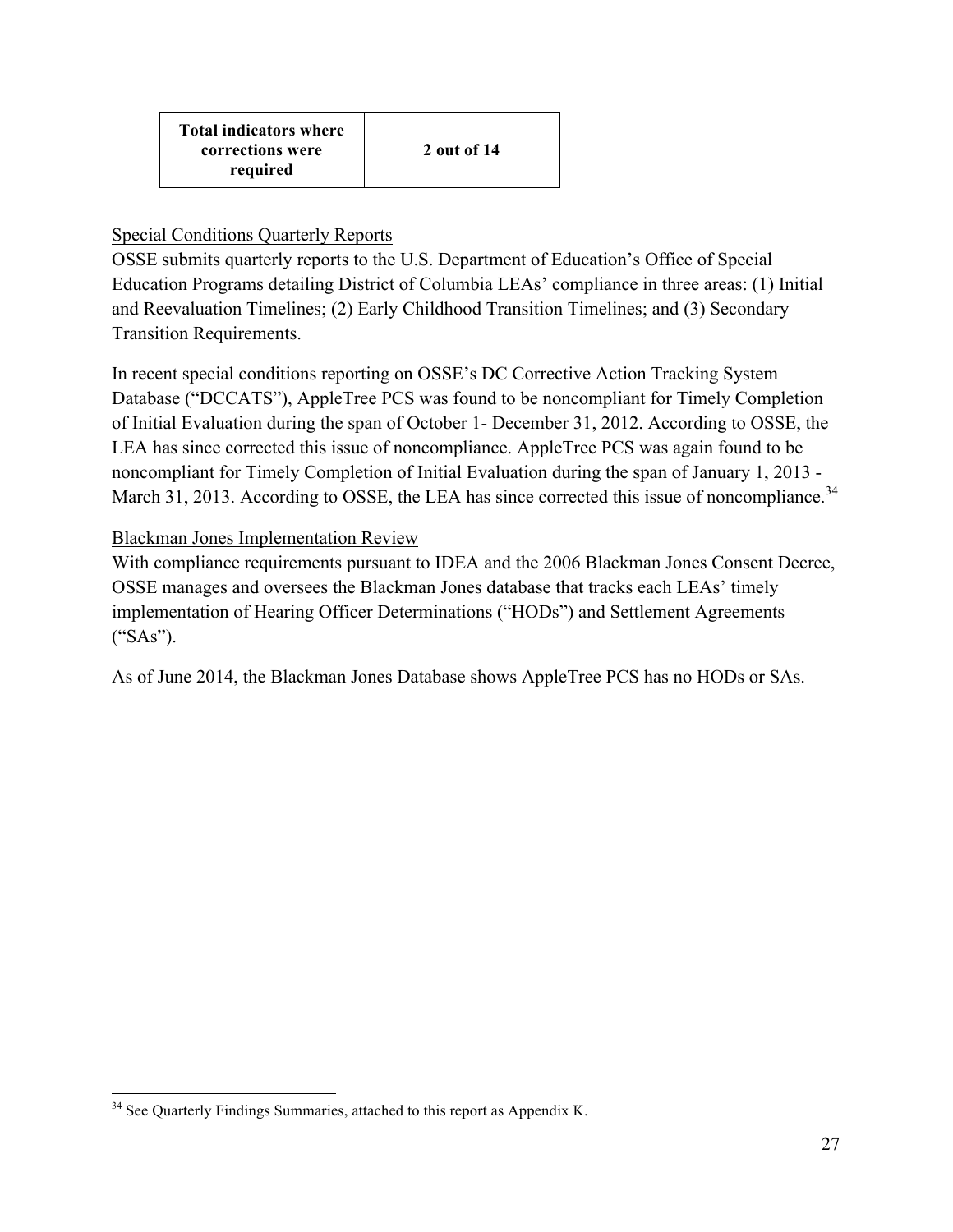| **Total indicators where corrections were required** | **2 out of 14** |
|---|---|

Special Conditions Quarterly Reports

OSSE submits quarterly reports to the U.S. Department of Education's Office of Special Education Programs detailing District of Columbia LEAs' compliance in three areas: (1) Initial and Reevaluation Timelines; (2) Early Childhood Transition Timelines; and (3) Secondary Transition Requirements.

In recent special conditions reporting on OSSE's DC Corrective Action Tracking System Database ("DCCATS"), AppleTree PCS was found to be noncompliant for Timely Completion of Initial Evaluation during the span of October 1- December 31, 2012. According to OSSE, the LEA has since corrected this issue of noncompliance. AppleTree PCS was again found to be noncompliant for Timely Completion of Initial Evaluation during the span of January 1, 2013 - March 31, 2013. According to OSSE, the LEA has since corrected this issue of noncompliance.[34]

Blackman Jones Implementation Review

With compliance requirements pursuant to IDEA and the 2006 Blackman Jones Consent Decree, OSSE manages and oversees the Blackman Jones database that tracks each LEAs' timely implementation of Hearing Officer Determinations ("HODs") and Settlement Agreements ("SAs").

As of June 2014, the Blackman Jones Database shows AppleTree PCS has no HODs or SAs.

[34] See Quarterly Findings Summaries, attached to this report as Appendix K.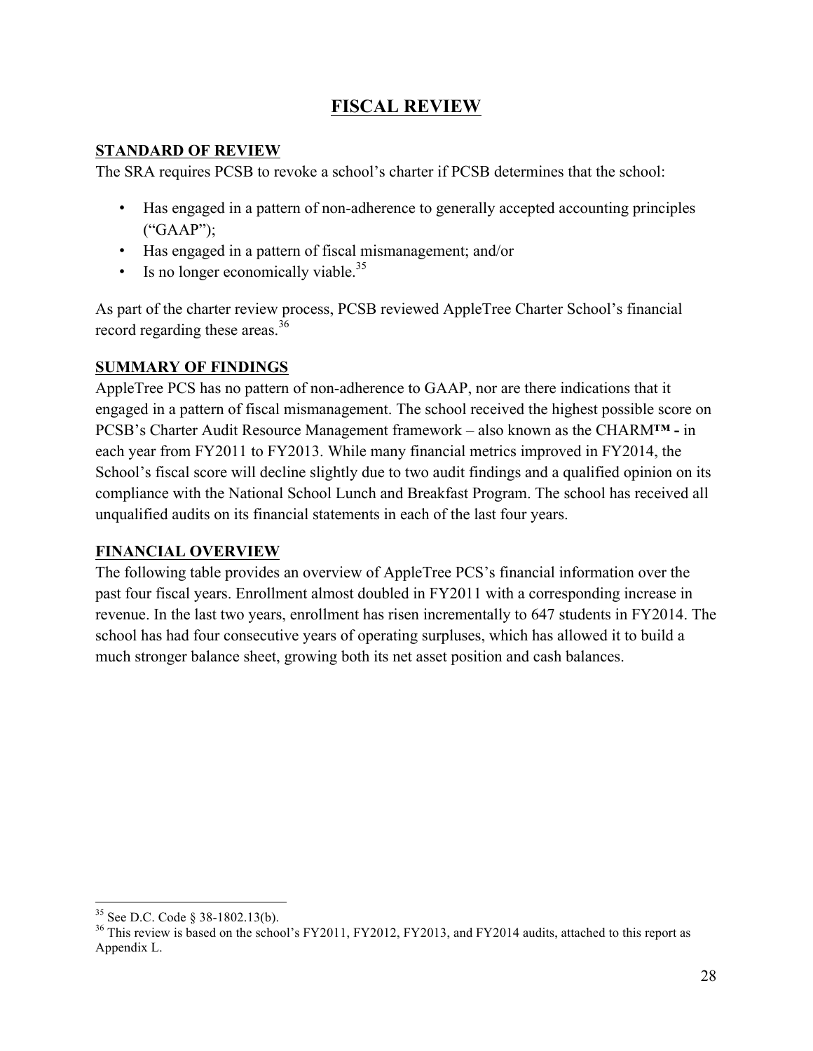# FISCAL REVIEW

## STANDARD OF REVIEW

The SRA requires PCSB to revoke a school's charter if PCSB determines that the school:

- Has engaged in a pattern of non-adherence to generally accepted accounting principles ("GAAP");
- Has engaged in a pattern of fiscal mismanagement; and/or
- Is no longer economically viable.[35]

As part of the charter review process, PCSB reviewed AppleTree Charter School's financial record regarding these areas.[36]

## SUMMARY OF FINDINGS

AppleTree PCS has no pattern of non-adherence to GAAP, nor are there indications that it engaged in a pattern of fiscal mismanagement. The school received the highest possible score on PCSB's Charter Audit Resource Management framework – also known as the CHARM**™ -** in each year from FY2011 to FY2013. While many financial metrics improved in FY2014, the School's fiscal score will decline slightly due to two audit findings and a qualified opinion on its compliance with the National School Lunch and Breakfast Program. The school has received all unqualified audits on its financial statements in each of the last four years.

## FINANCIAL OVERVIEW

The following table provides an overview of AppleTree PCS's financial information over the past four fiscal years. Enrollment almost doubled in FY2011 with a corresponding increase in revenue. In the last two years, enrollment has risen incrementally to 647 students in FY2014. The school has had four consecutive years of operating surpluses, which has allowed it to build a much stronger balance sheet, growing both its net asset position and cash balances.

---

[35] See D.C. Code § 38-1802.13(b).

[36] This review is based on the school's FY2011, FY2012, FY2013, and FY2014 audits, attached to this report as Appendix L.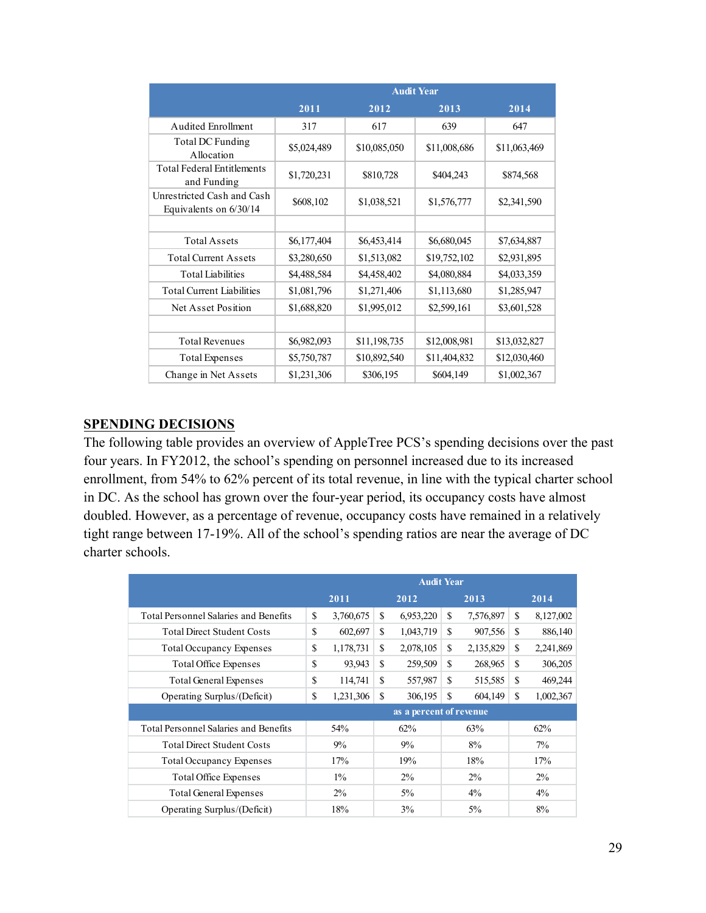| | Audit Year | | | |
|---|---|---|---|---|
| | 2011 | 2012 | 2013 | 2014 |
| Audited Enrollment | 317 | 617 | 639 | 647 |
| Total DC Funding Allocation | $5,024,489 | $10,085,050 | $11,008,686 | $11,063,469 |
| Total Federal Entitlements and Funding | $1,720,231 | $810,728 | $404,243 | $874,568 |
| Unrestricted Cash and Cash Equivalents on 6/30/14 | $608,102 | $1,038,521 | $1,576,777 | $2,341,590 |
| | | | | |
| Total Assets | $6,177,404 | $6,453,414 | $6,680,045 | $7,634,887 |
| Total Current Assets | $3,280,650 | $1,513,082 | $19,752,102 | $2,931,895 |
| Total Liabilities | $4,488,584 | $4,458,402 | $4,080,884 | $4,033,359 |
| Total Current Liabilities | $1,081,796 | $1,271,406 | $1,113,680 | $1,285,947 |
| Net Asset Position | $1,688,820 | $1,995,012 | $2,599,161 | $3,601,528 |
| | | | | |
| Total Revenues | $6,982,093 | $11,198,735 | $12,008,981 | $13,032,827 |
| Total Expenses | $5,750,787 | $10,892,540 | $11,404,832 | $12,030,460 |
| Change in Net Assets | $1,231,306 | $306,195 | $604,149 | $1,002,367 |

## SPENDING DECISIONS

The following table provides an overview of AppleTree PCS's spending decisions over the past four years. In FY2012, the school's spending on personnel increased due to its increased enrollment, from 54% to 62% percent of its total revenue, in line with the typical charter school in DC. As the school has grown over the four-year period, its occupancy costs have almost doubled. However, as a percentage of revenue, occupancy costs have remained in a relatively tight range between 17-19%. All of the school's spending ratios are near the average of DC charter schools.

| | Audit Year | | | |
|---|---|---|---|---|
| | 2011 | 2012 | 2013 | 2014 |
| Total Personnel Salaries and Benefits | $ 3,760,675 | $ 6,953,220 | $ 7,576,897 | $ 8,127,002 |
| Total Direct Student Costs | $ 602,697 | $ 1,043,719 | $ 907,556 | $ 886,140 |
| Total Occupancy Expenses | $ 1,178,731 | $ 2,078,105 | $ 2,135,829 | $ 2,241,869 |
| Total Office Expenses | $ 93,943 | $ 259,509 | $ 268,965 | $ 306,205 |
| Total General Expenses | $ 114,741 | $ 557,987 | $ 515,585 | $ 469,244 |
| Operating Surplus/(Deficit) | $ 1,231,306 | $ 306,195 | $ 604,149 | $ 1,002,367 |
| | as a percent of revenue | | | |
| Total Personnel Salaries and Benefits | 54% | 62% | 63% | 62% |
| Total Direct Student Costs | 9% | 9% | 8% | 7% |
| Total Occupancy Expenses | 17% | 19% | 18% | 17% |
| Total Office Expenses | 1% | 2% | 2% | 2% |
| Total General Expenses | 2% | 5% | 4% | 4% |
| Operating Surplus/(Deficit) | 18% | 3% | 5% | 8% |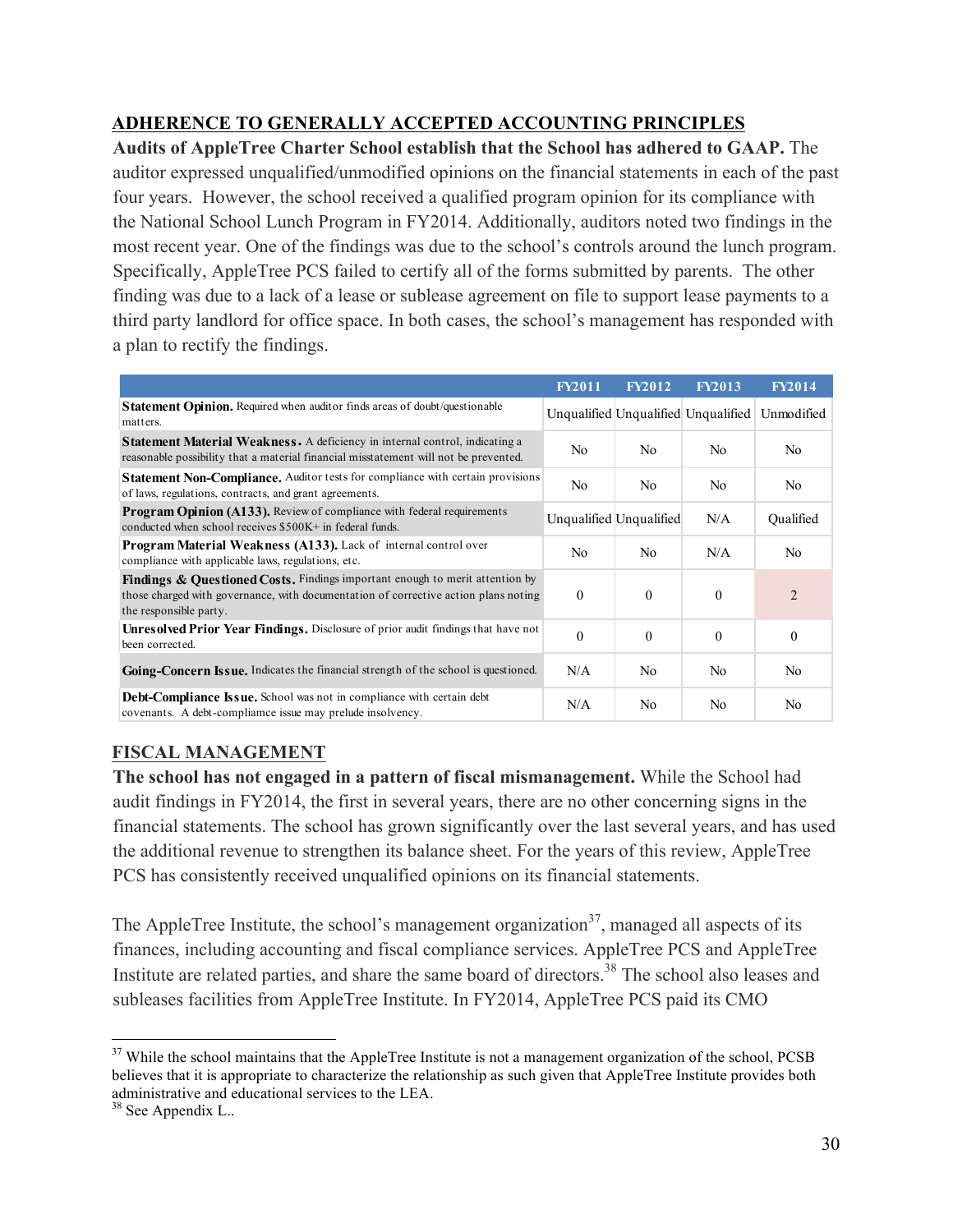## ADHERENCE TO GENERALLY ACCEPTED ACCOUNTING PRINCIPLES

**Audits of AppleTree Charter School establish that the School has adhered to GAAP.** The auditor expressed unqualified/unmodified opinions on the financial statements in each of the past four years. However, the school received a qualified program opinion for its compliance with the National School Lunch Program in FY2014. Additionally, auditors noted two findings in the most recent year. One of the findings was due to the school's controls around the lunch program. Specifically, AppleTree PCS failed to certify all of the forms submitted by parents. The other finding was due to a lack of a lease or sublease agreement on file to support lease payments to a third party landlord for office space. In both cases, the school's management has responded with a plan to rectify the findings.

| | FY2011 | FY2012 | FY2013 | FY2014 |
|---|---|---|---|---|
| **Statement Opinion.** Required when auditor finds areas of doubt/questionable matters. | Unqualified | Unqualified | Unqualified | Unmodified |
| **Statement Material Weakness.** A deficiency in internal control, indicating a reasonable possibility that a material financial misstatement will not be prevented. | No | No | No | No |
| **Statement Non-Compliance.** Auditor tests for compliance with certain provisions of laws, regulations, contracts, and grant agreements. | No | No | No | No |
| **Program Opinion (A133).** Review of compliance with federal requirements conducted when school receives $500K+ in federal funds. | Unqualified | Unqualified | N/A | Qualified |
| **Program Material Weakness (A133).** Lack of internal control over compliance with applicable laws, regulations, etc. | No | No | N/A | No |
| **Findings & Questioned Costs.** Findings important enough to merit attention by those charged with governance, with documentation of corrective action plans noting the responsible party. | 0 | 0 | 0 | 2 |
| **Unresolved Prior Year Findings.** Disclosure of prior audit findings that have not been corrected. | 0 | 0 | 0 | 0 |
| **Going-Concern Issue.** Indicates the financial strength of the school is questioned. | N/A | No | No | No |
| **Debt-Compliance Issue.** School was not in compliance with certain debt covenants. A debt-compliamce issue may prelude insolvency. | N/A | No | No | No |

## FISCAL MANAGEMENT

**The school has not engaged in a pattern of fiscal mismanagement.** While the School had audit findings in FY2014, the first in several years, there are no other concerning signs in the financial statements. The school has grown significantly over the last several years, and has used the additional revenue to strengthen its balance sheet. For the years of this review, AppleTree PCS has consistently received unqualified opinions on its financial statements.

The AppleTree Institute, the school's management organization[37], managed all aspects of its finances, including accounting and fiscal compliance services. AppleTree PCS and AppleTree Institute are related parties, and share the same board of directors.[38] The school also leases and subleases facilities from AppleTree Institute. In FY2014, AppleTree PCS paid its CMO

[37] While the school maintains that the AppleTree Institute is not a management organization of the school, PCSB believes that it is appropriate to characterize the relationship as such given that AppleTree Institute provides both administrative and educational services to the LEA.

[38] See Appendix L..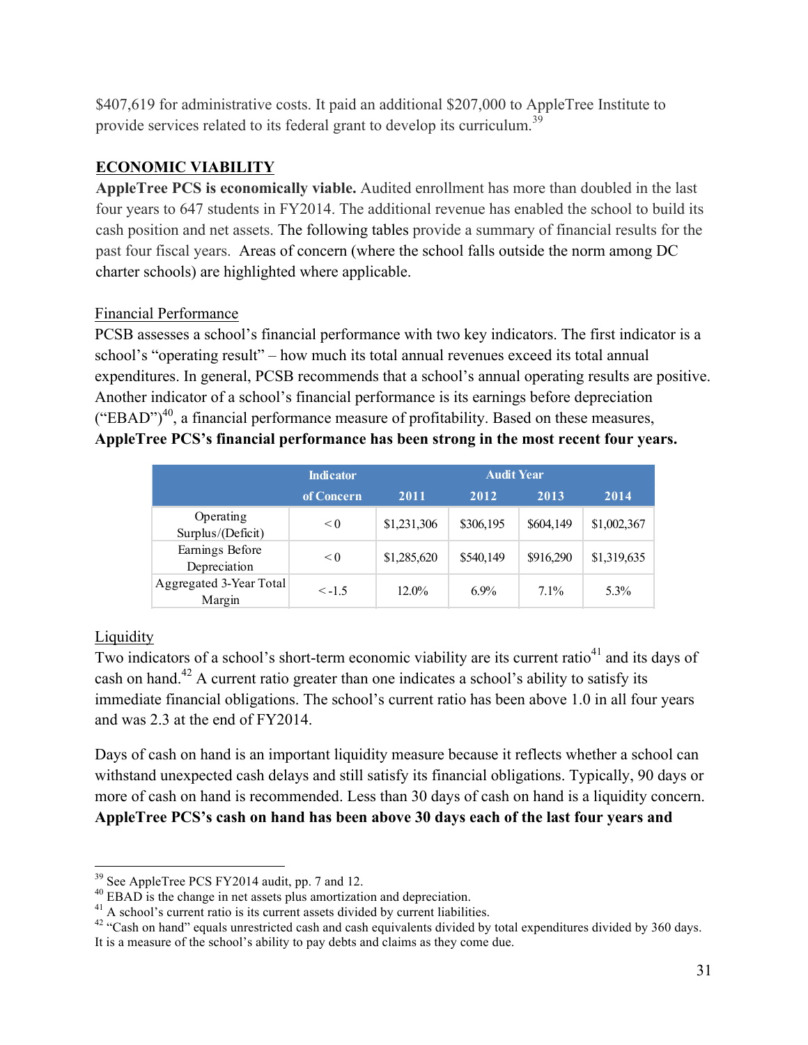$407,619 for administrative costs. It paid an additional $207,000 to AppleTree Institute to provide services related to its federal grant to develop its curriculum.[39]

## ECONOMIC VIABILITY

**AppleTree PCS is economically viable.** Audited enrollment has more than doubled in the last four years to 647 students in FY2014. The additional revenue has enabled the school to build its cash position and net assets. The following tables provide a summary of financial results for the past four fiscal years. Areas of concern (where the school falls outside the norm among DC charter schools) are highlighted where applicable.

### Financial Performance

PCSB assesses a school's financial performance with two key indicators. The first indicator is a school's "operating result" – how much its total annual revenues exceed its total annual expenditures. In general, PCSB recommends that a school's annual operating results are positive. Another indicator of a school's financial performance is its earnings before depreciation ("EBAD")[40], a financial performance measure of profitability. Based on these measures, **AppleTree PCS's financial performance has been strong in the most recent four years.**

| | Indicator of Concern | Audit Year | | | |
|---|---|---|---|---|---|
| | | 2011 | 2012 | 2013 | 2014 |
| Operating Surplus/(Deficit) | < 0 | $1,231,306 | $306,195 | $604,149 | $1,002,367 |
| Earnings Before Depreciation | < 0 | $1,285,620 | $540,149 | $916,290 | $1,319,635 |
| Aggregated 3-Year Total Margin | < -1.5 | 12.0% | 6.9% | 7.1% | 5.3% |

### Liquidity

Two indicators of a school's short-term economic viability are its current ratio[41] and its days of cash on hand.[42] A current ratio greater than one indicates a school's ability to satisfy its immediate financial obligations. The school's current ratio has been above 1.0 in all four years and was 2.3 at the end of FY2014.

Days of cash on hand is an important liquidity measure because it reflects whether a school can withstand unexpected cash delays and still satisfy its financial obligations. Typically, 90 days or more of cash on hand is recommended. Less than 30 days of cash on hand is a liquidity concern. **AppleTree PCS's cash on hand has been above 30 days each of the last four years and**

---

[39] See AppleTree PCS FY2014 audit, pp. 7 and 12.

[40] EBAD is the change in net assets plus amortization and depreciation.

[41] A school's current ratio is its current assets divided by current liabilities.

[42] "Cash on hand" equals unrestricted cash and cash equivalents divided by total expenditures divided by 360 days. It is a measure of the school's ability to pay debts and claims as they come due.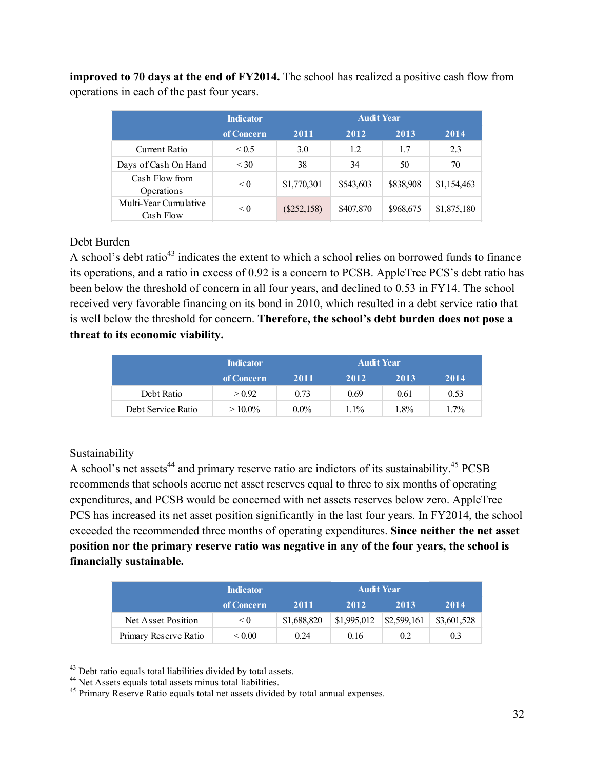**improved to 70 days at the end of FY2014.** The school has realized a positive cash flow from operations in each of the past four years.

| | Indicator | Audit Year | | | |
|---|---|---|---|---|---|
| | of Concern | 2011 | 2012 | 2013 | 2014 |
| Current Ratio | < 0.5 | 3.0 | 1.2 | 1.7 | 2.3 |
| Days of Cash On Hand | < 30 | 38 | 34 | 50 | 70 |
| Cash Flow from Operations | < 0 | $1,770,301 | $543,603 | $838,908 | $1,154,463 |
| Multi-Year Cumulative Cash Flow | < 0 | ($252,158) | $407,870 | $968,675 | $1,875,180 |

Debt Burden

A school's debt ratio[43] indicates the extent to which a school relies on borrowed funds to finance its operations, and a ratio in excess of 0.92 is a concern to PCSB. AppleTree PCS's debt ratio has been below the threshold of concern in all four years, and declined to 0.53 in FY14. The school received very favorable financing on its bond in 2010, which resulted in a debt service ratio that is well below the threshold for concern. **Therefore, the school's debt burden does not pose a threat to its economic viability.**

| | Indicator | Audit Year | | | |
|---|---|---|---|---|---|
| | of Concern | 2011 | 2012 | 2013 | 2014 |
| Debt Ratio | > 0.92 | 0.73 | 0.69 | 0.61 | 0.53 |
| Debt Service Ratio | > 10.0% | 0.0% | 1.1% | 1.8% | 1.7% |

Sustainability

A school's net assets[44] and primary reserve ratio are indictors of its sustainability.[45] PCSB recommends that schools accrue net asset reserves equal to three to six months of operating expenditures, and PCSB would be concerned with net assets reserves below zero. AppleTree PCS has increased its net asset position significantly in the last four years. In FY2014, the school exceeded the recommended three months of operating expenditures. **Since neither the net asset position nor the primary reserve ratio was negative in any of the four years, the school is financially sustainable.**

| | Indicator | Audit Year | | | |
|---|---|---|---|---|---|
| | of Concern | 2011 | 2012 | 2013 | 2014 |
| Net Asset Position | < 0 | $1,688,820 | $1,995,012 | $2,599,161 | $3,601,528 |
| Primary Reserve Ratio | < 0.00 | 0.24 | 0.16 | 0.2 | 0.3 |

[43] Debt ratio equals total liabilities divided by total assets.
[44] Net Assets equals total assets minus total liabilities.
[45] Primary Reserve Ratio equals total net assets divided by total annual expenses.